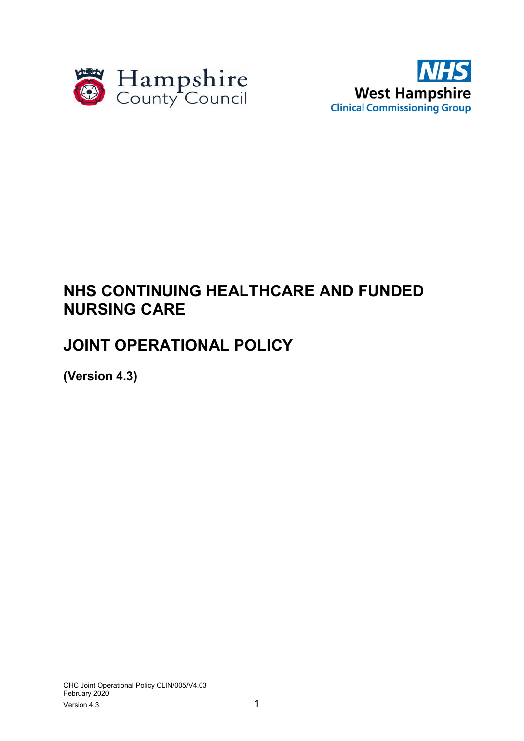Hampshire County Council

NHS West Hampshire Clinical Commissioning Group

# NHS CONTINUING HEALTHCARE AND FUNDED NURSING CARE

# JOINT OPERATIONAL POLICY

**(Version 4.3)**

CHC Joint Operational Policy CLIN/005/V4.03
February 2020
Version 4.3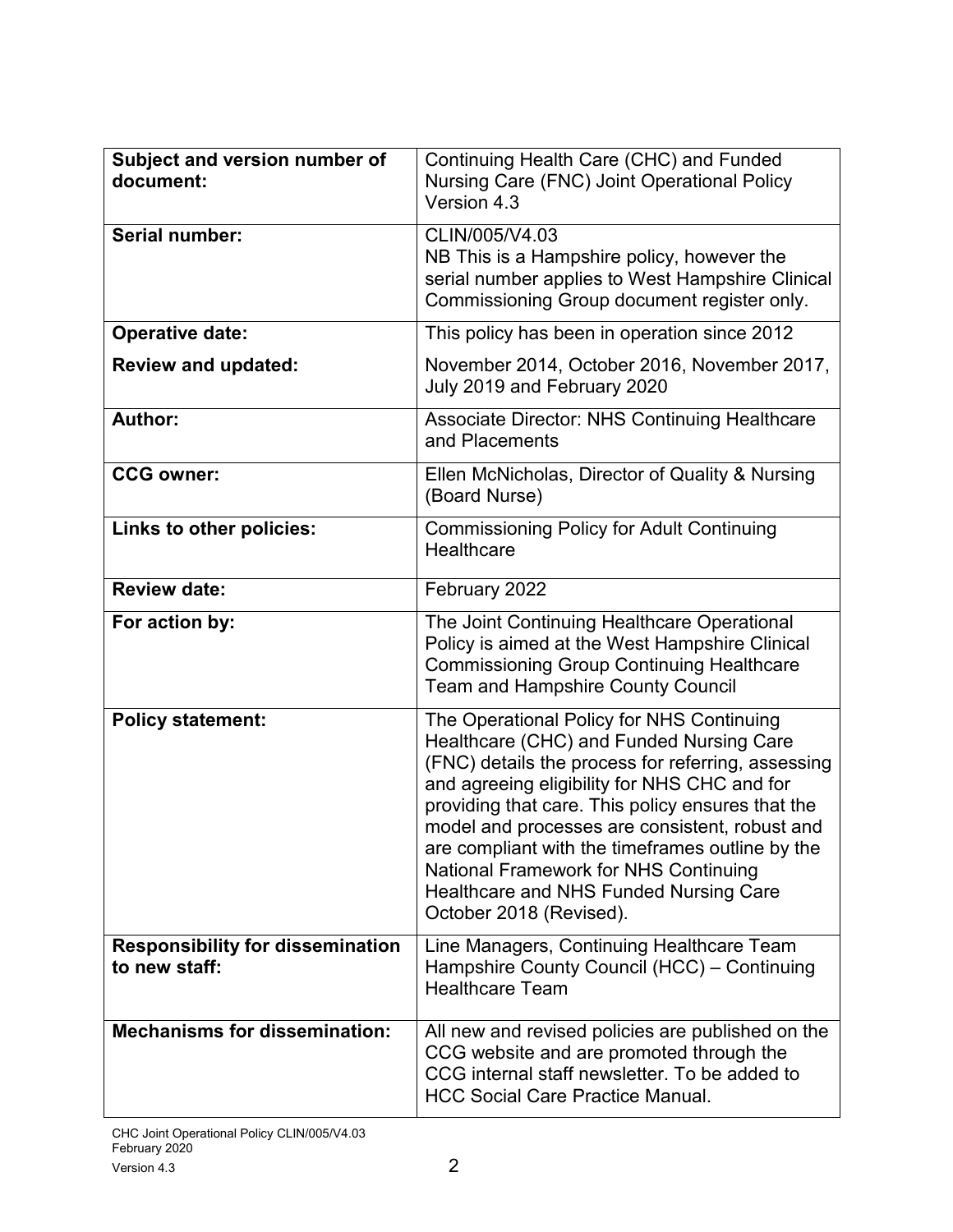| | |
|---|---|
| **Subject and version number of document:** | Continuing Health Care (CHC) and Funded Nursing Care (FNC) Joint Operational Policy Version 4.3 |
| **Serial number:** | CLIN/005/V4.03<br>NB This is a Hampshire policy, however the serial number applies to West Hampshire Clinical Commissioning Group document register only. |
| **Operative date:**<br><br>**Review and updated:** | This policy has been in operation since 2012<br><br>November 2014, October 2016, November 2017, July 2019 and February 2020 |
| **Author:** | Associate Director: NHS Continuing Healthcare and Placements |
| **CCG owner:** | Ellen McNicholas, Director of Quality & Nursing (Board Nurse) |
| **Links to other policies:** | Commissioning Policy for Adult Continuing Healthcare |
| **Review date:** | February 2022 |
| **For action by:** | The Joint Continuing Healthcare Operational Policy is aimed at the West Hampshire Clinical Commissioning Group Continuing Healthcare Team and Hampshire County Council |
| **Policy statement:** | The Operational Policy for NHS Continuing Healthcare (CHC) and Funded Nursing Care (FNC) details the process for referring, assessing and agreeing eligibility for NHS CHC and for providing that care. This policy ensures that the model and processes are consistent, robust and are compliant with the timeframes outline by the National Framework for NHS Continuing Healthcare and NHS Funded Nursing Care October 2018 (Revised). |
| **Responsibility for dissemination to new staff:** | Line Managers, Continuing Healthcare Team Hampshire County Council (HCC) – Continuing Healthcare Team |
| **Mechanisms for dissemination:** | All new and revised policies are published on the CCG website and are promoted through the CCG internal staff newsletter. To be added to HCC Social Care Practice Manual. |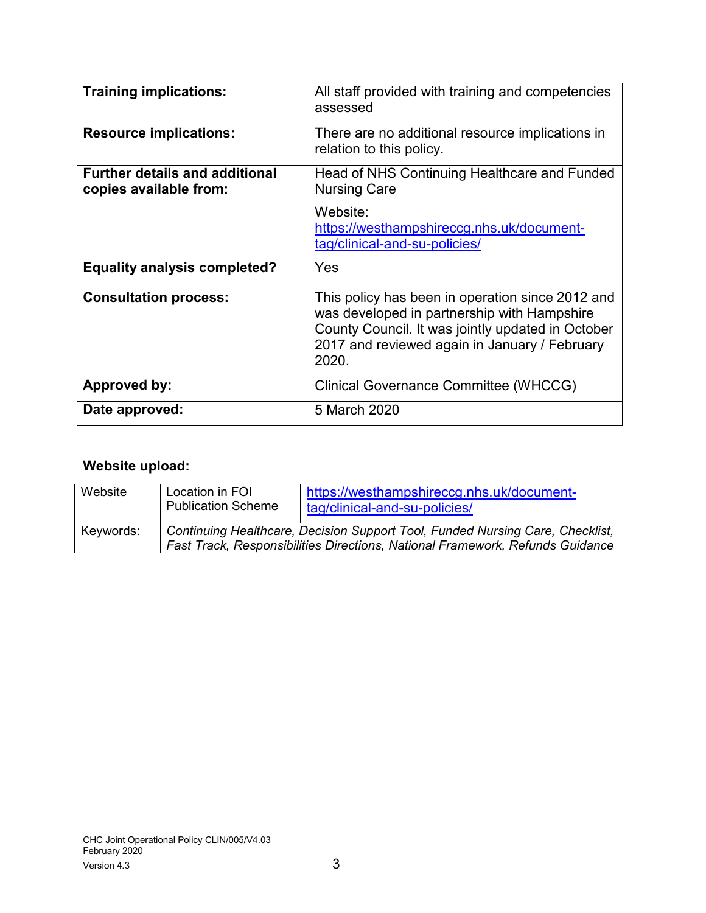| **Training implications:** | All staff provided with training and competencies assessed |
|---|---|
| **Resource implications:** | There are no additional resource implications in relation to this policy. |
| **Further details and additional copies available from:** | Head of NHS Continuing Healthcare and Funded Nursing Care<br><br>Website: [https://westhampshireccg.nhs.uk/document-tag/clinical-and-su-policies/](https://westhampshireccg.nhs.uk/document-tag/clinical-and-su-policies/) |
| **Equality analysis completed?** | Yes |
| **Consultation process:** | This policy has been in operation since 2012 and was developed in partnership with Hampshire County Council. It was jointly updated in October 2017 and reviewed again in January / February 2020. |
| **Approved by:** | Clinical Governance Committee (WHCCG) |
| **Date approved:** | 5 March 2020 |

**Website upload:**

| Website | Location in FOI Publication Scheme | [https://westhampshireccg.nhs.uk/document-tag/clinical-and-su-policies/](https://westhampshireccg.nhs.uk/document-tag/clinical-and-su-policies/) |
|---|---|---|
| Keywords: | *Continuing Healthcare, Decision Support Tool, Funded Nursing Care, Checklist, Fast Track, Responsibilities Directions, National Framework, Refunds Guidance* | |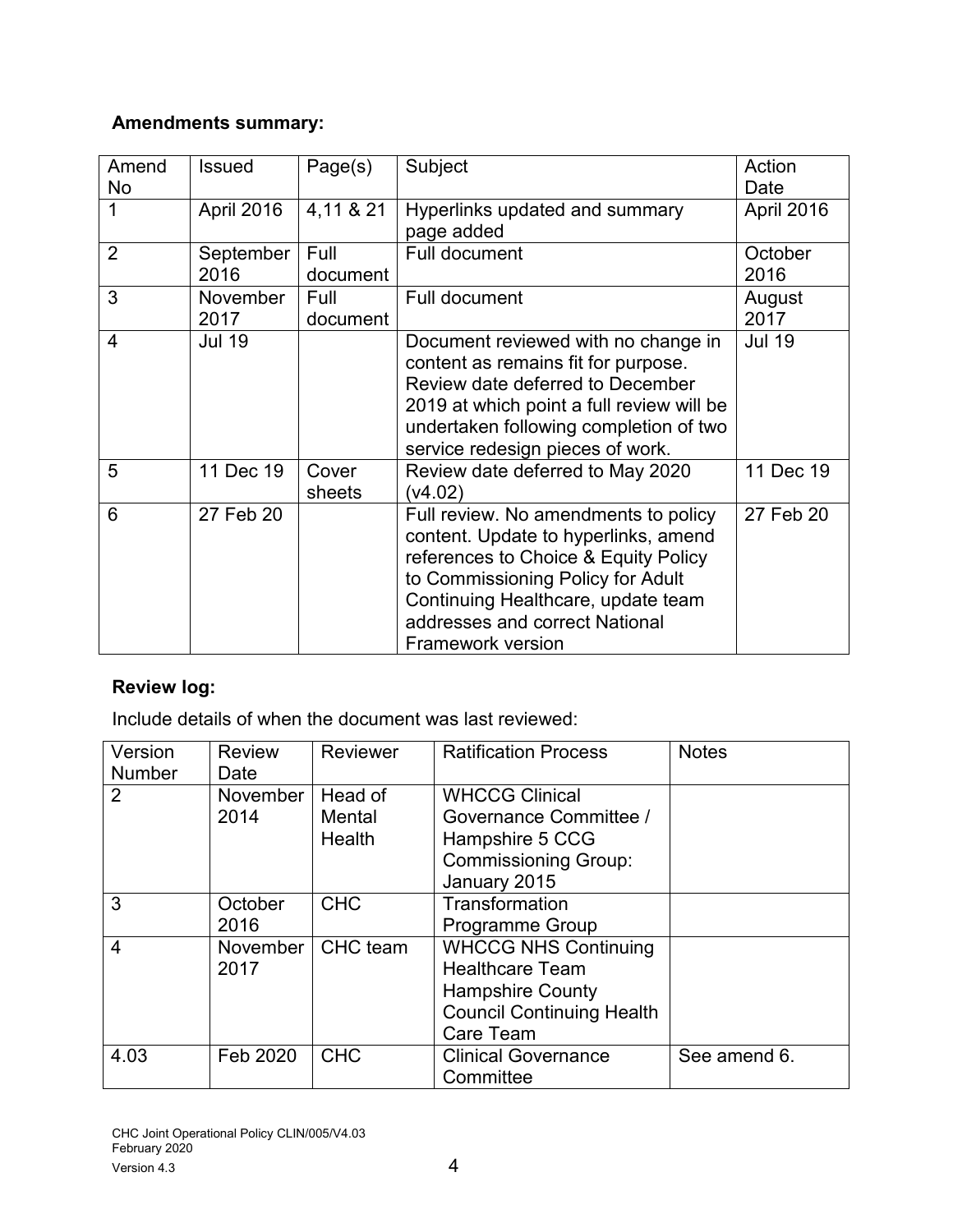**Amendments summary:**

| Amend No | Issued | Page(s) | Subject | Action Date |
|---|---|---|---|---|
| 1 | April 2016 | 4,11 & 21 | Hyperlinks updated and summary page added | April 2016 |
| 2 | September 2016 | Full document | Full document | October 2016 |
| 3 | November 2017 | Full document | Full document | August 2017 |
| 4 | Jul 19 | | Document reviewed with no change in content as remains fit for purpose. Review date deferred to December 2019 at which point a full review will be undertaken following completion of two service redesign pieces of work. | Jul 19 |
| 5 | 11 Dec 19 | Cover sheets | Review date deferred to May 2020 (v4.02) | 11 Dec 19 |
| 6 | 27 Feb 20 | | Full review. No amendments to policy content. Update to hyperlinks, amend references to Choice & Equity Policy to Commissioning Policy for Adult Continuing Healthcare, update team addresses and correct National Framework version | 27 Feb 20 |

**Review log:**

Include details of when the document was last reviewed:

| Version Number | Review Date | Reviewer | Ratification Process | Notes |
|---|---|---|---|---|
| 2 | November 2014 | Head of Mental Health | WHCCG Clinical Governance Committee / Hampshire 5 CCG Commissioning Group: January 2015 | |
| 3 | October 2016 | CHC | Transformation Programme Group | |
| 4 | November 2017 | CHC team | WHCCG NHS Continuing Healthcare Team Hampshire County Council Continuing Health Care Team | |
| 4.03 | Feb 2020 | CHC | Clinical Governance Committee | See amend 6. |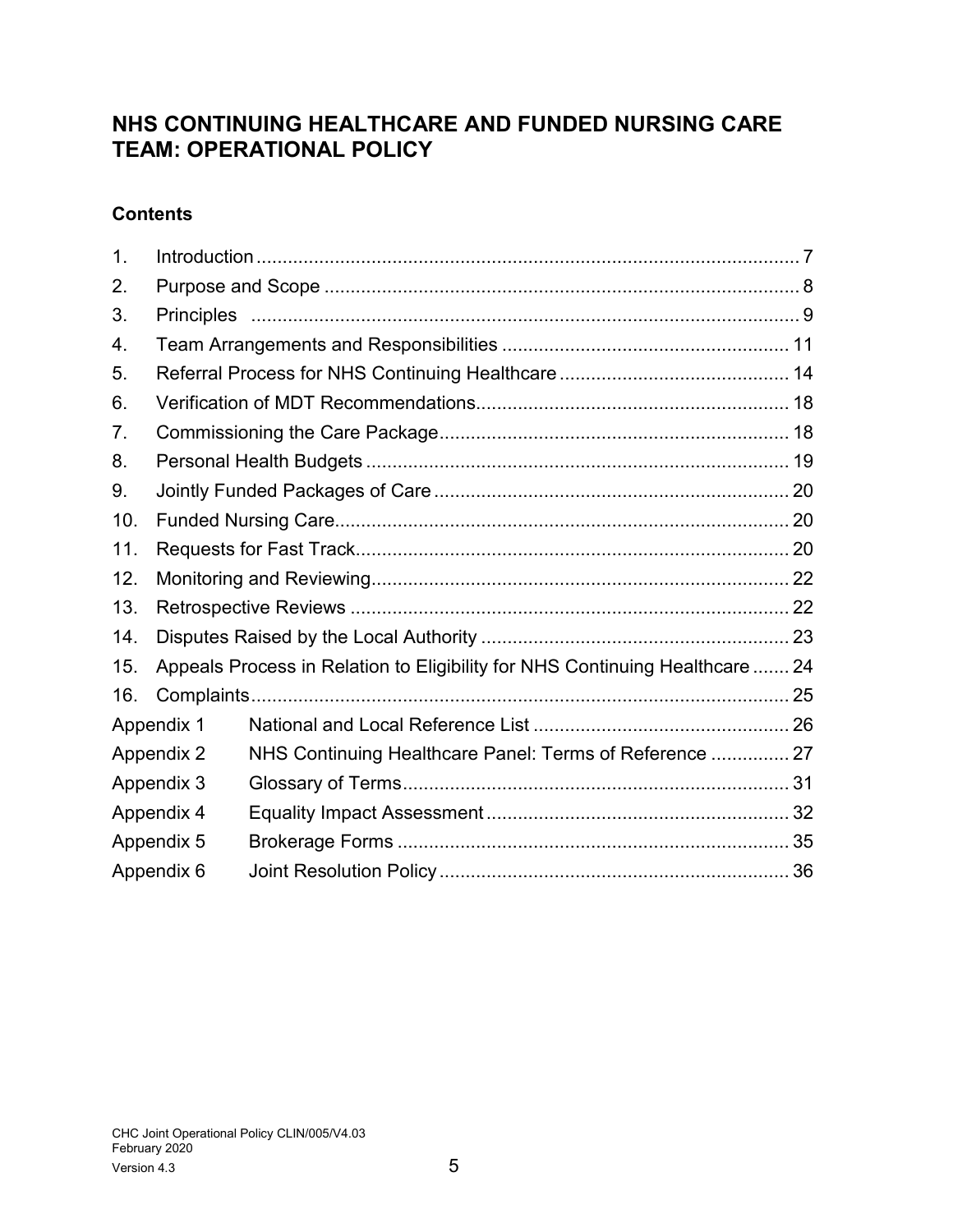# NHS CONTINUING HEALTHCARE AND FUNDED NURSING CARE TEAM: OPERATIONAL POLICY

## Contents

| | | |
|---|---|---|
| 1. | Introduction | 7 |
| 2. | Purpose and Scope | 8 |
| 3. | Principles | 9 |
| 4. | Team Arrangements and Responsibilities | 11 |
| 5. | Referral Process for NHS Continuing Healthcare | 14 |
| 6. | Verification of MDT Recommendations | 18 |
| 7. | Commissioning the Care Package | 18 |
| 8. | Personal Health Budgets | 19 |
| 9. | Jointly Funded Packages of Care | 20 |
| 10. | Funded Nursing Care | 20 |
| 11. | Requests for Fast Track | 20 |
| 12. | Monitoring and Reviewing | 22 |
| 13. | Retrospective Reviews | 22 |
| 14. | Disputes Raised by the Local Authority | 23 |
| 15. | Appeals Process in Relation to Eligibility for NHS Continuing Healthcare | 24 |
| 16. | Complaints | 25 |
| Appendix 1 | National and Local Reference List | 26 |
| Appendix 2 | NHS Continuing Healthcare Panel: Terms of Reference | 27 |
| Appendix 3 | Glossary of Terms | 31 |
| Appendix 4 | Equality Impact Assessment | 32 |
| Appendix 5 | Brokerage Forms | 35 |
| Appendix 6 | Joint Resolution Policy | 36 |

CHC Joint Operational Policy CLIN/005/V4.03
February 2020
Version 4.3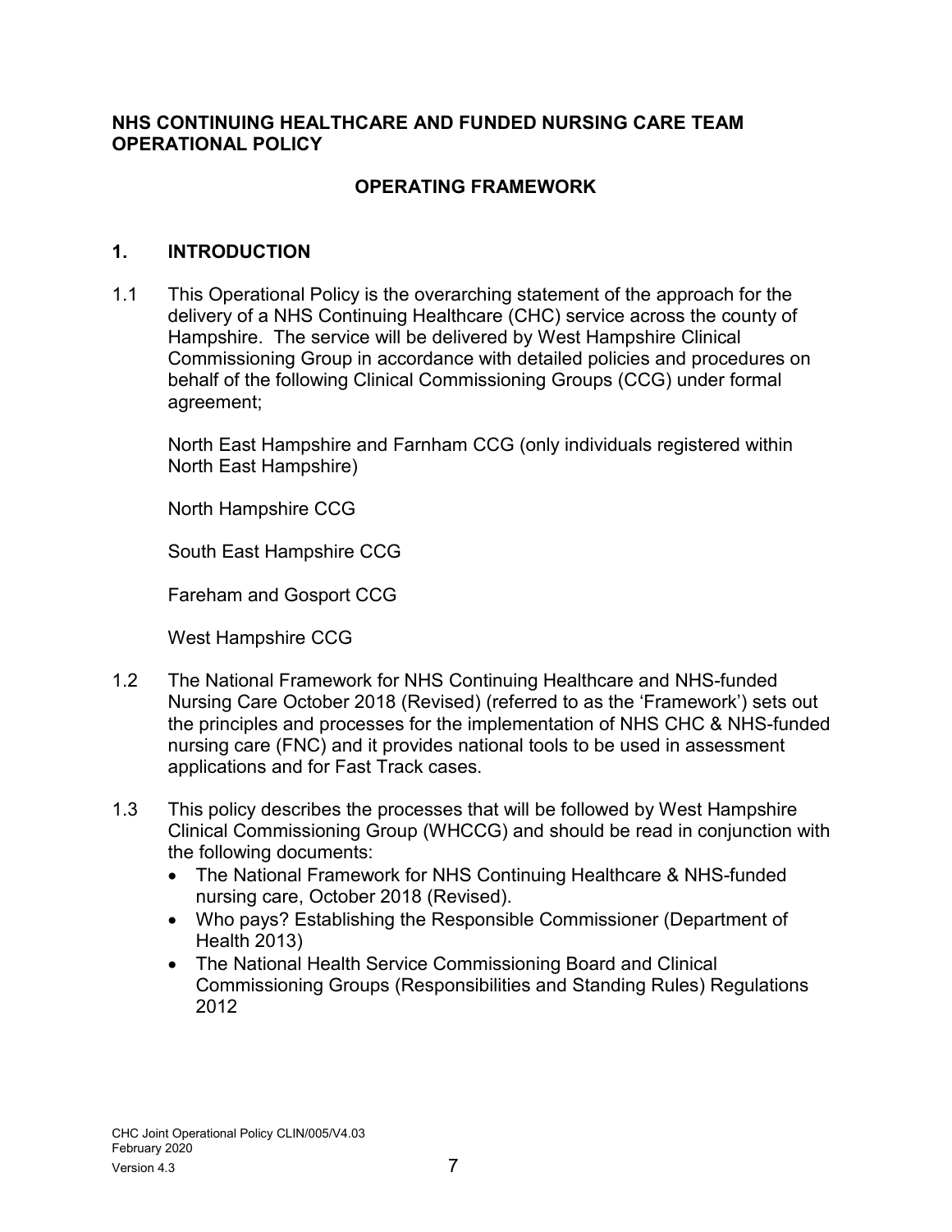**NHS CONTINUING HEALTHCARE AND FUNDED NURSING CARE TEAM OPERATIONAL POLICY**

## OPERATING FRAMEWORK

## 1. INTRODUCTION

1.1 This Operational Policy is the overarching statement of the approach for the delivery of a NHS Continuing Healthcare (CHC) service across the county of Hampshire. The service will be delivered by West Hampshire Clinical Commissioning Group in accordance with detailed policies and procedures on behalf of the following Clinical Commissioning Groups (CCG) under formal agreement;

North East Hampshire and Farnham CCG (only individuals registered within North East Hampshire)

North Hampshire CCG

South East Hampshire CCG

Fareham and Gosport CCG

West Hampshire CCG

1.2 The National Framework for NHS Continuing Healthcare and NHS-funded Nursing Care October 2018 (Revised) (referred to as the 'Framework') sets out the principles and processes for the implementation of NHS CHC & NHS-funded nursing care (FNC) and it provides national tools to be used in assessment applications and for Fast Track cases.

1.3 This policy describes the processes that will be followed by West Hampshire Clinical Commissioning Group (WHCCG) and should be read in conjunction with the following documents:

- The National Framework for NHS Continuing Healthcare & NHS-funded nursing care, October 2018 (Revised).
- Who pays? Establishing the Responsible Commissioner (Department of Health 2013)
- The National Health Service Commissioning Board and Clinical Commissioning Groups (Responsibilities and Standing Rules) Regulations 2012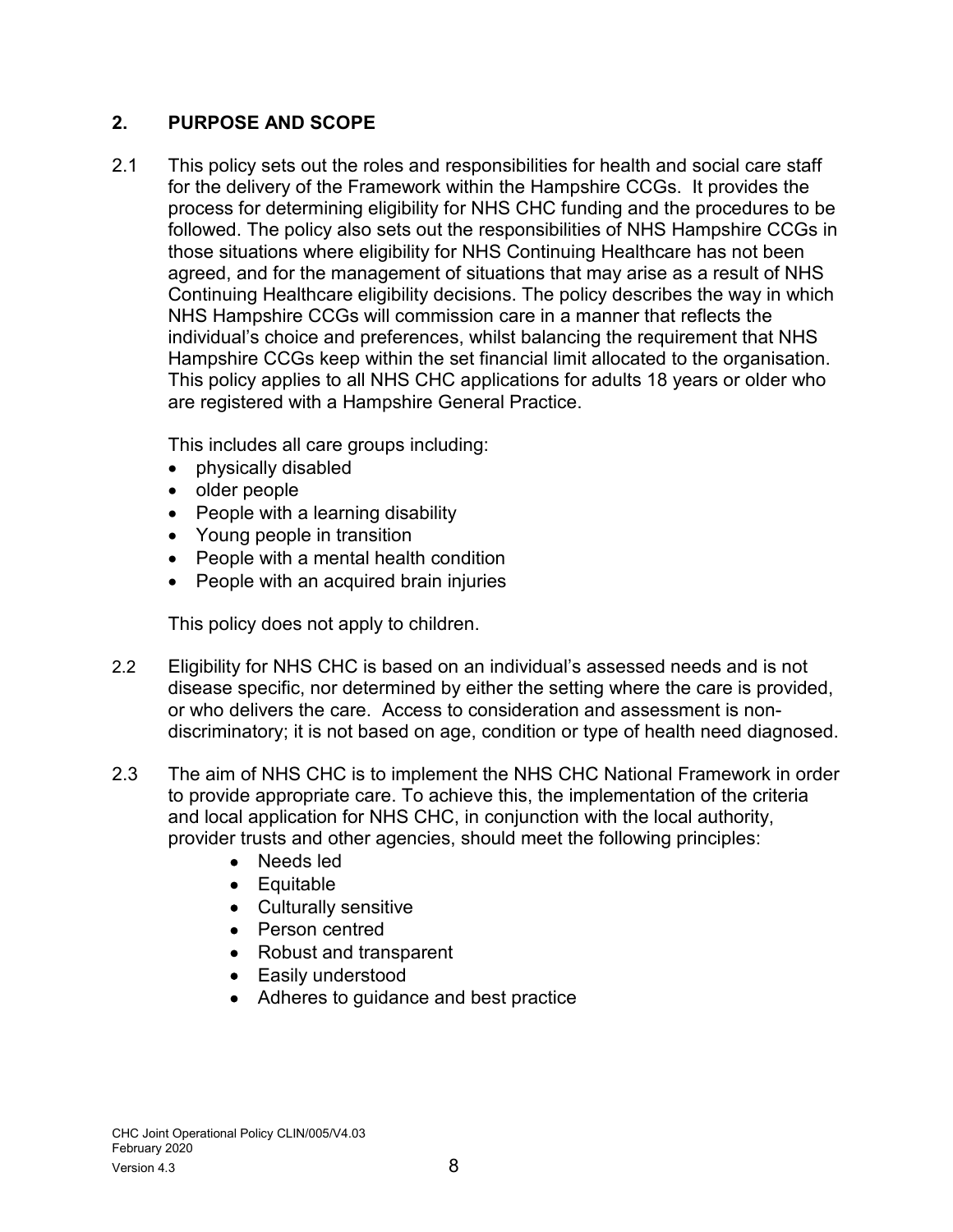## 2. PURPOSE AND SCOPE

2.1 This policy sets out the roles and responsibilities for health and social care staff for the delivery of the Framework within the Hampshire CCGs. It provides the process for determining eligibility for NHS CHC funding and the procedures to be followed. The policy also sets out the responsibilities of NHS Hampshire CCGs in those situations where eligibility for NHS Continuing Healthcare has not been agreed, and for the management of situations that may arise as a result of NHS Continuing Healthcare eligibility decisions. The policy describes the way in which NHS Hampshire CCGs will commission care in a manner that reflects the individual's choice and preferences, whilst balancing the requirement that NHS Hampshire CCGs keep within the set financial limit allocated to the organisation. This policy applies to all NHS CHC applications for adults 18 years or older who are registered with a Hampshire General Practice.

This includes all care groups including:

- physically disabled
- older people
- People with a learning disability
- Young people in transition
- People with a mental health condition
- People with an acquired brain injuries

This policy does not apply to children.

2.2 Eligibility for NHS CHC is based on an individual's assessed needs and is not disease specific, nor determined by either the setting where the care is provided, or who delivers the care. Access to consideration and assessment is non-discriminatory; it is not based on age, condition or type of health need diagnosed.

2.3 The aim of NHS CHC is to implement the NHS CHC National Framework in order to provide appropriate care. To achieve this, the implementation of the criteria and local application for NHS CHC, in conjunction with the local authority, provider trusts and other agencies, should meet the following principles:

- Needs led
- Equitable
- Culturally sensitive
- Person centred
- Robust and transparent
- Easily understood
- Adheres to guidance and best practice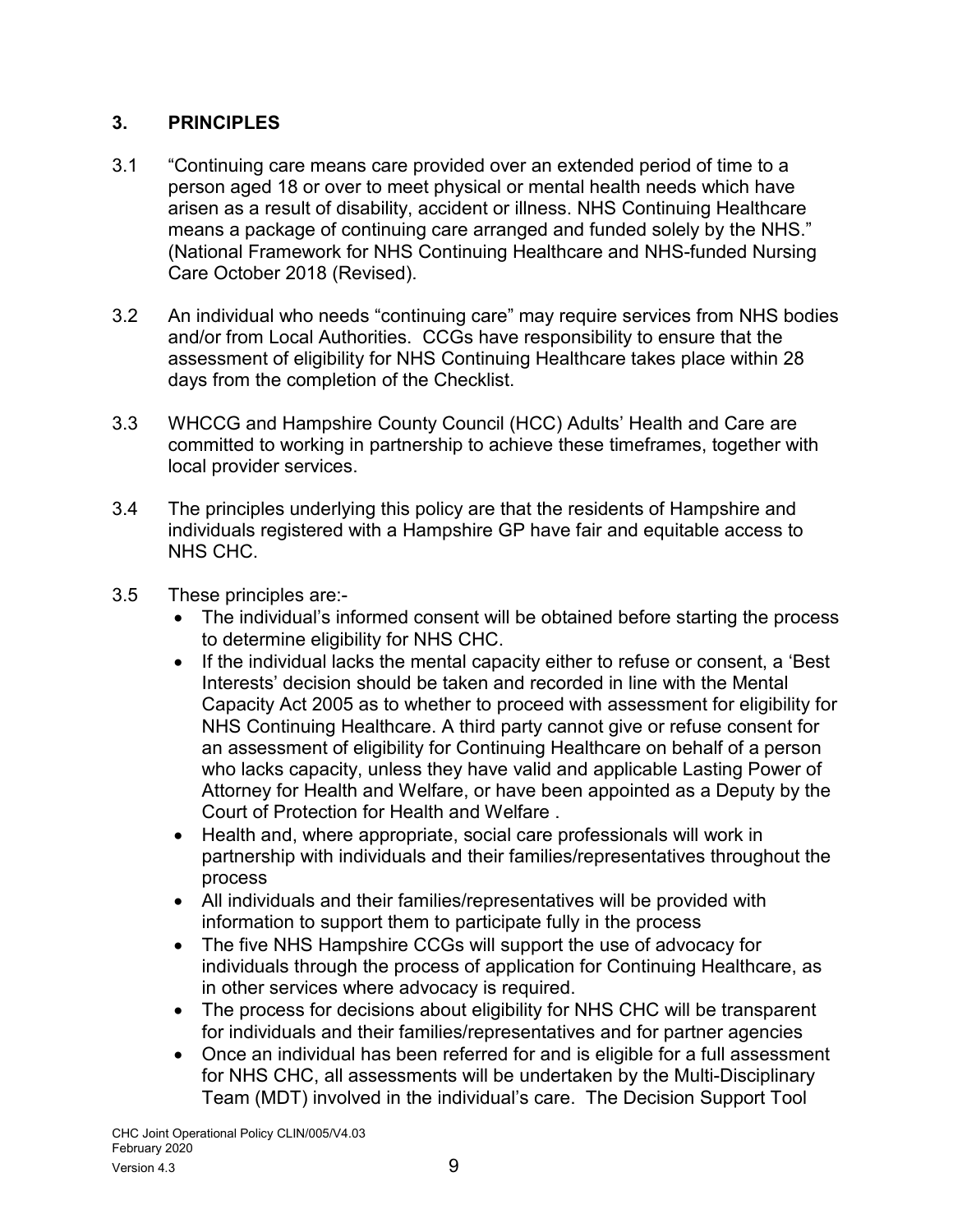## 3. PRINCIPLES

3.1 "Continuing care means care provided over an extended period of time to a person aged 18 or over to meet physical or mental health needs which have arisen as a result of disability, accident or illness. NHS Continuing Healthcare means a package of continuing care arranged and funded solely by the NHS." (National Framework for NHS Continuing Healthcare and NHS-funded Nursing Care October 2018 (Revised).

3.2 An individual who needs "continuing care" may require services from NHS bodies and/or from Local Authorities. CCGs have responsibility to ensure that the assessment of eligibility for NHS Continuing Healthcare takes place within 28 days from the completion of the Checklist.

3.3 WHCCG and Hampshire County Council (HCC) Adults' Health and Care are committed to working in partnership to achieve these timeframes, together with local provider services.

3.4 The principles underlying this policy are that the residents of Hampshire and individuals registered with a Hampshire GP have fair and equitable access to NHS CHC.

3.5 These principles are:-

- The individual's informed consent will be obtained before starting the process to determine eligibility for NHS CHC.
- If the individual lacks the mental capacity either to refuse or consent, a 'Best Interests' decision should be taken and recorded in line with the Mental Capacity Act 2005 as to whether to proceed with assessment for eligibility for NHS Continuing Healthcare. A third party cannot give or refuse consent for an assessment of eligibility for Continuing Healthcare on behalf of a person who lacks capacity, unless they have valid and applicable Lasting Power of Attorney for Health and Welfare, or have been appointed as a Deputy by the Court of Protection for Health and Welfare .
- Health and, where appropriate, social care professionals will work in partnership with individuals and their families/representatives throughout the process
- All individuals and their families/representatives will be provided with information to support them to participate fully in the process
- The five NHS Hampshire CCGs will support the use of advocacy for individuals through the process of application for Continuing Healthcare, as in other services where advocacy is required.
- The process for decisions about eligibility for NHS CHC will be transparent for individuals and their families/representatives and for partner agencies
- Once an individual has been referred for and is eligible for a full assessment for NHS CHC, all assessments will be undertaken by the Multi-Disciplinary Team (MDT) involved in the individual's care. The Decision Support Tool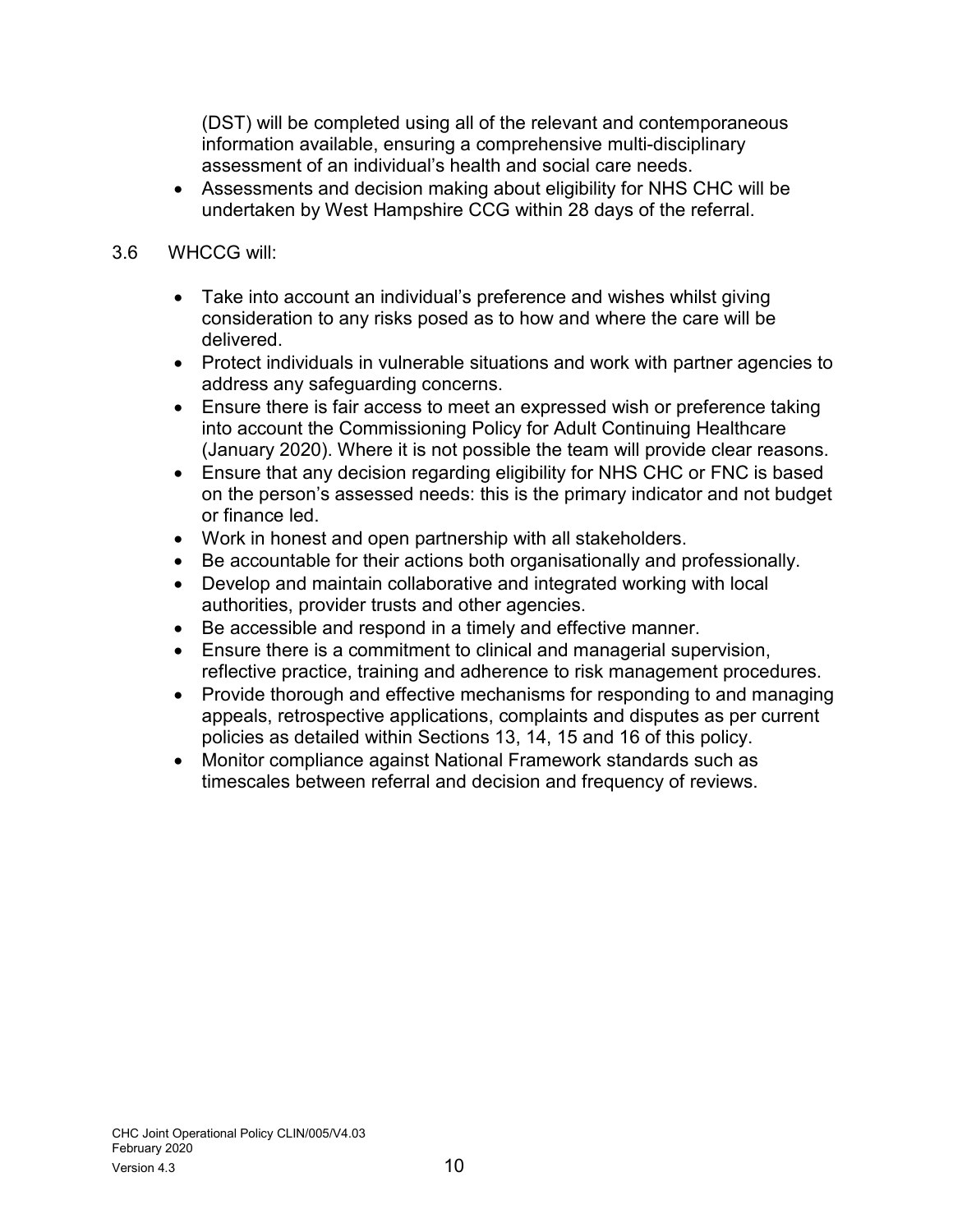(DST) will be completed using all of the relevant and contemporaneous information available, ensuring a comprehensive multi-disciplinary assessment of an individual's health and social care needs.
- Assessments and decision making about eligibility for NHS CHC will be undertaken by West Hampshire CCG within 28 days of the referral.

3.6 WHCCG will:

- Take into account an individual's preference and wishes whilst giving consideration to any risks posed as to how and where the care will be delivered.
- Protect individuals in vulnerable situations and work with partner agencies to address any safeguarding concerns.
- Ensure there is fair access to meet an expressed wish or preference taking into account the Commissioning Policy for Adult Continuing Healthcare (January 2020). Where it is not possible the team will provide clear reasons.
- Ensure that any decision regarding eligibility for NHS CHC or FNC is based on the person's assessed needs: this is the primary indicator and not budget or finance led.
- Work in honest and open partnership with all stakeholders.
- Be accountable for their actions both organisationally and professionally.
- Develop and maintain collaborative and integrated working with local authorities, provider trusts and other agencies.
- Be accessible and respond in a timely and effective manner.
- Ensure there is a commitment to clinical and managerial supervision, reflective practice, training and adherence to risk management procedures.
- Provide thorough and effective mechanisms for responding to and managing appeals, retrospective applications, complaints and disputes as per current policies as detailed within Sections 13, 14, 15 and 16 of this policy.
- Monitor compliance against National Framework standards such as timescales between referral and decision and frequency of reviews.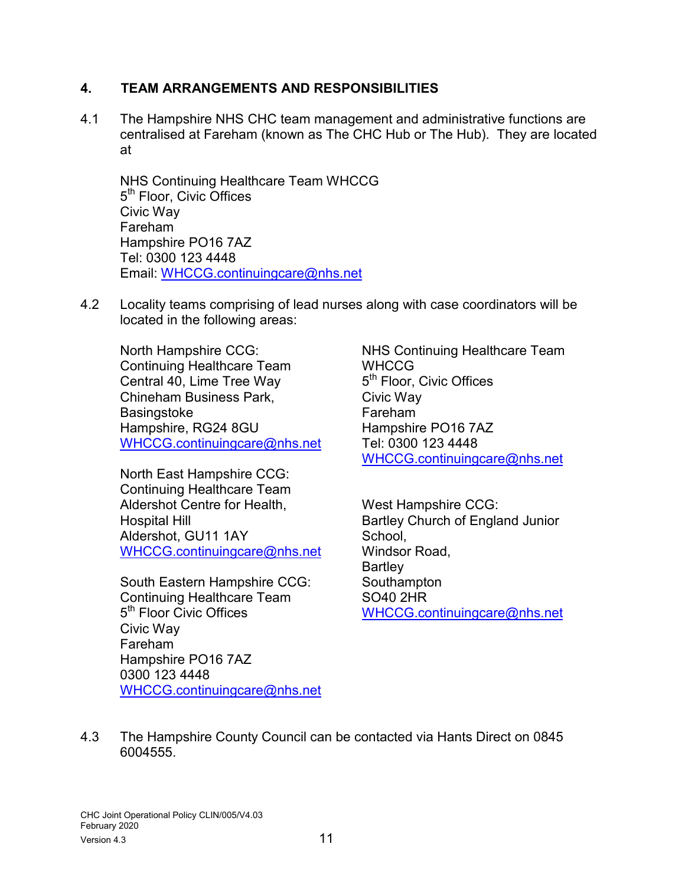## 4. TEAM ARRANGEMENTS AND RESPONSIBILITIES

4.1 The Hampshire NHS CHC team management and administrative functions are centralised at Fareham (known as The CHC Hub or The Hub). They are located at

NHS Continuing Healthcare Team WHCCG
5th Floor, Civic Offices
Civic Way
Fareham
Hampshire PO16 7AZ
Tel: 0300 123 4448
Email: WHCCG.continuingcare@nhs.net

4.2 Locality teams comprising of lead nurses along with case coordinators will be located in the following areas:

North Hampshire CCG:
Continuing Healthcare Team
Central 40, Lime Tree Way
Chineham Business Park,
Basingstoke
Hampshire, RG24 8GU
WHCCG.continuingcare@nhs.net

North East Hampshire CCG:
Continuing Healthcare Team
Aldershot Centre for Health,
Hospital Hill
Aldershot, GU11 1AY
WHCCG.continuingcare@nhs.net

South Eastern Hampshire CCG:
Continuing Healthcare Team
5th Floor Civic Offices
Civic Way
Fareham
Hampshire PO16 7AZ
0300 123 4448
WHCCG.continuingcare@nhs.net

NHS Continuing Healthcare Team
WHCCG
5th Floor, Civic Offices
Civic Way
Fareham
Hampshire PO16 7AZ
Tel: 0300 123 4448
WHCCG.continuingcare@nhs.net

West Hampshire CCG:
Bartley Church of England Junior School,
Windsor Road,
Bartley
Southampton
SO40 2HR
WHCCG.continuingcare@nhs.net

4.3 The Hampshire County Council can be contacted via Hants Direct on 0845 6004555.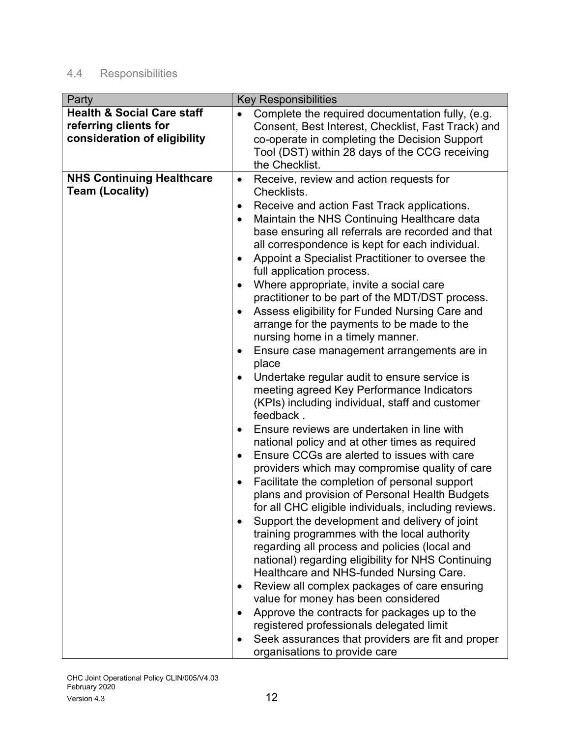## 4.4 Responsibilities

| Party | Key Responsibilities |
| --- | --- |
| **Health & Social Care staff referring clients for consideration of eligibility** | • Complete the required documentation fully, (e.g. Consent, Best Interest, Checklist, Fast Track) and co-operate in completing the Decision Support Tool (DST) within 28 days of the CCG receiving the Checklist. |
| **NHS Continuing Healthcare Team (Locality)** | • Receive, review and action requests for Checklists.<br>• Receive and action Fast Track applications.<br>• Maintain the NHS Continuing Healthcare data base ensuring all referrals are recorded and that all correspondence is kept for each individual.<br>• Appoint a Specialist Practitioner to oversee the full application process.<br>• Where appropriate, invite a social care practitioner to be part of the MDT/DST process.<br>• Assess eligibility for Funded Nursing Care and arrange for the payments to be made to the nursing home in a timely manner.<br>• Ensure case management arrangements are in place<br>• Undertake regular audit to ensure service is meeting agreed Key Performance Indicators (KPIs) including individual, staff and customer feedback .<br>• Ensure reviews are undertaken in line with national policy and at other times as required<br>• Ensure CCGs are alerted to issues with care providers which may compromise quality of care<br>• Facilitate the completion of personal support plans and provision of Personal Health Budgets for all CHC eligible individuals, including reviews.<br>• Support the development and delivery of joint training programmes with the local authority regarding all process and policies (local and national) regarding eligibility for NHS Continuing Healthcare and NHS-funded Nursing Care.<br>• Review all complex packages of care ensuring value for money has been considered<br>• Approve the contracts for packages up to the registered professionals delegated limit<br>• Seek assurances that providers are fit and proper organisations to provide care |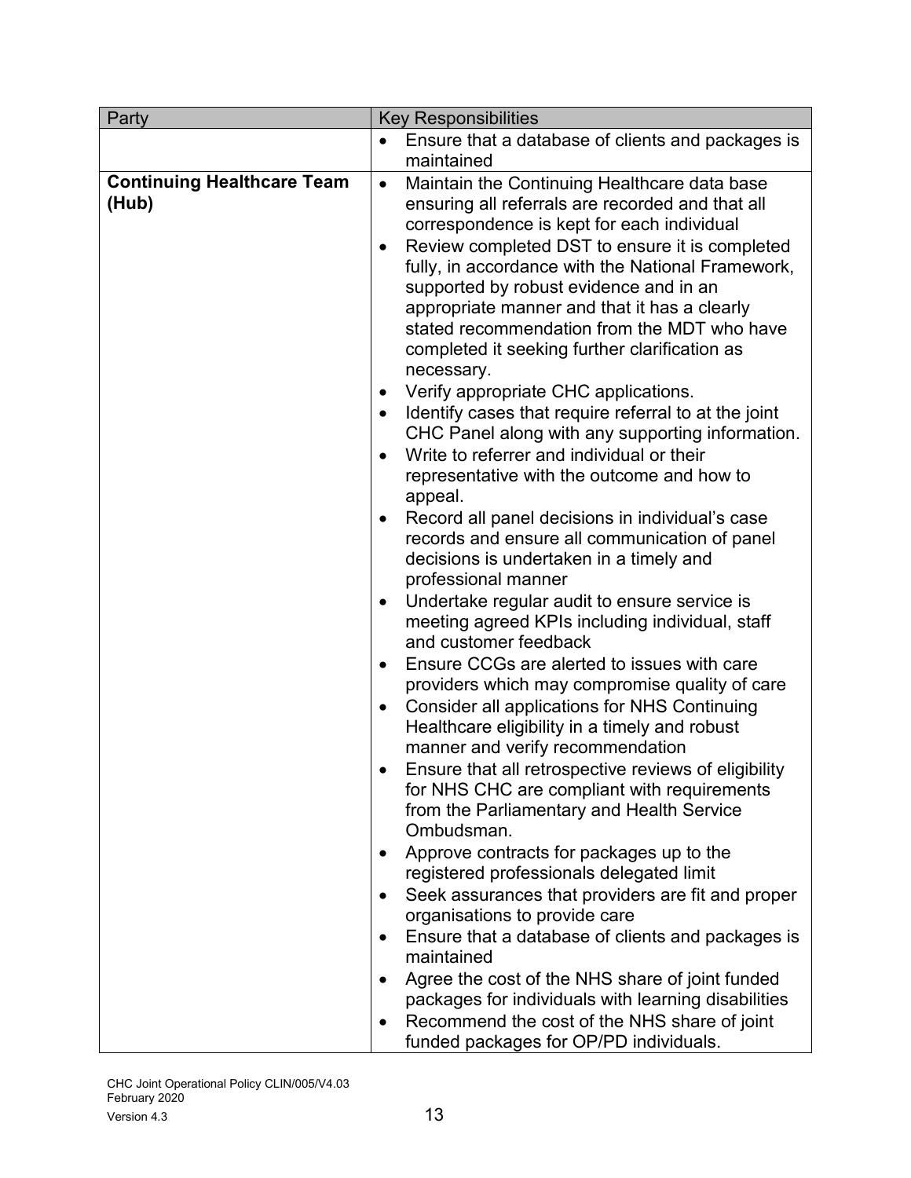| Party | Key Responsibilities |
|---|---|
| | • Ensure that a database of clients and packages is maintained |
| **Continuing Healthcare Team (Hub)** | • Maintain the Continuing Healthcare data base ensuring all referrals are recorded and that all correspondence is kept for each individual<br>• Review completed DST to ensure it is completed fully, in accordance with the National Framework, supported by robust evidence and in an appropriate manner and that it has a clearly stated recommendation from the MDT who have completed it seeking further clarification as necessary.<br>• Verify appropriate CHC applications.<br>• Identify cases that require referral to at the joint CHC Panel along with any supporting information.<br>• Write to referrer and individual or their representative with the outcome and how to appeal.<br>• Record all panel decisions in individual's case records and ensure all communication of panel decisions is undertaken in a timely and professional manner<br>• Undertake regular audit to ensure service is meeting agreed KPIs including individual, staff and customer feedback<br>• Ensure CCGs are alerted to issues with care providers which may compromise quality of care<br>• Consider all applications for NHS Continuing Healthcare eligibility in a timely and robust manner and verify recommendation<br>• Ensure that all retrospective reviews of eligibility for NHS CHC are compliant with requirements from the Parliamentary and Health Service Ombudsman.<br>• Approve contracts for packages up to the registered professionals delegated limit<br>• Seek assurances that providers are fit and proper organisations to provide care<br>• Ensure that a database of clients and packages is maintained<br>• Agree the cost of the NHS share of joint funded packages for individuals with learning disabilities<br>• Recommend the cost of the NHS share of joint funded packages for OP/PD individuals. |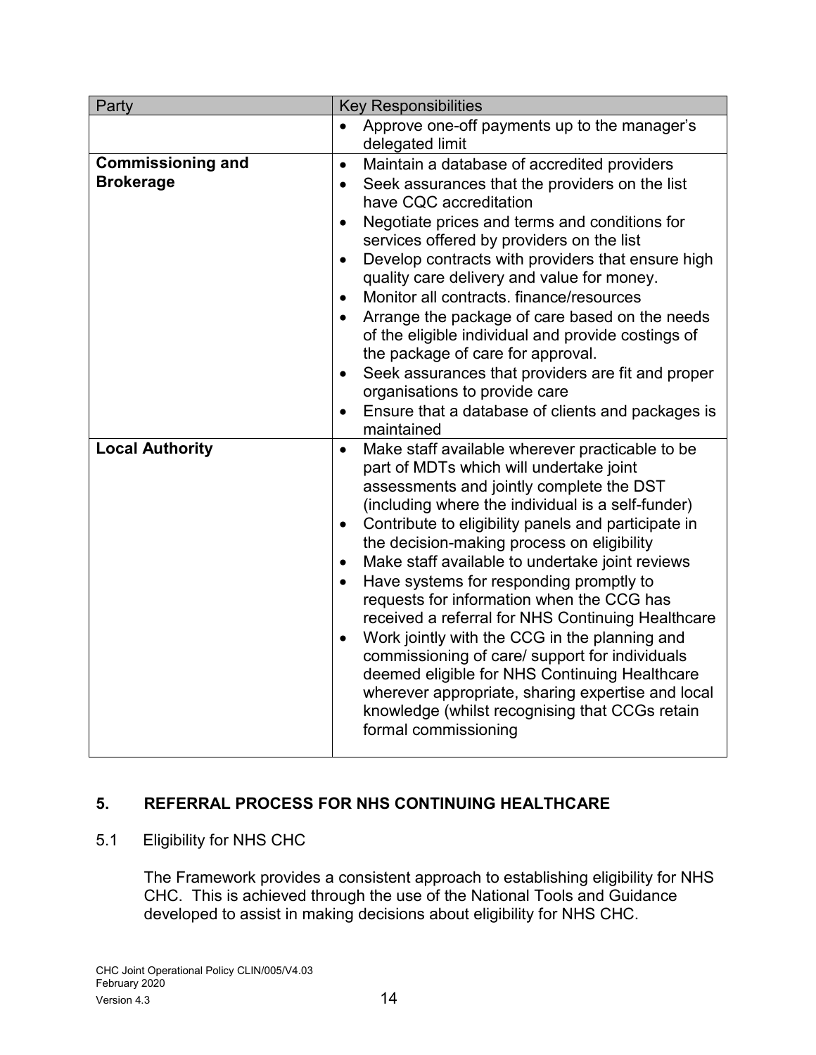| Party | Key Responsibilities |
| --- | --- |
| | • Approve one-off payments up to the manager's delegated limit |
| **Commissioning and Brokerage** | • Maintain a database of accredited providers<br>• Seek assurances that the providers on the list have CQC accreditation<br>• Negotiate prices and terms and conditions for services offered by providers on the list<br>• Develop contracts with providers that ensure high quality care delivery and value for money.<br>• Monitor all contracts. finance/resources<br>• Arrange the package of care based on the needs of the eligible individual and provide costings of the package of care for approval.<br>• Seek assurances that providers are fit and proper organisations to provide care<br>• Ensure that a database of clients and packages is maintained |
| **Local Authority** | • Make staff available wherever practicable to be part of MDTs which will undertake joint assessments and jointly complete the DST (including where the individual is a self-funder)<br>• Contribute to eligibility panels and participate in the decision-making process on eligibility<br>• Make staff available to undertake joint reviews<br>• Have systems for responding promptly to requests for information when the CCG has received a referral for NHS Continuing Healthcare<br>• Work jointly with the CCG in the planning and commissioning of care/ support for individuals deemed eligible for NHS Continuing Healthcare wherever appropriate, sharing expertise and local knowledge (whilst recognising that CCGs retain formal commissioning |

## 5. REFERRAL PROCESS FOR NHS CONTINUING HEALTHCARE

### 5.1 Eligibility for NHS CHC

The Framework provides a consistent approach to establishing eligibility for NHS CHC. This is achieved through the use of the National Tools and Guidance developed to assist in making decisions about eligibility for NHS CHC.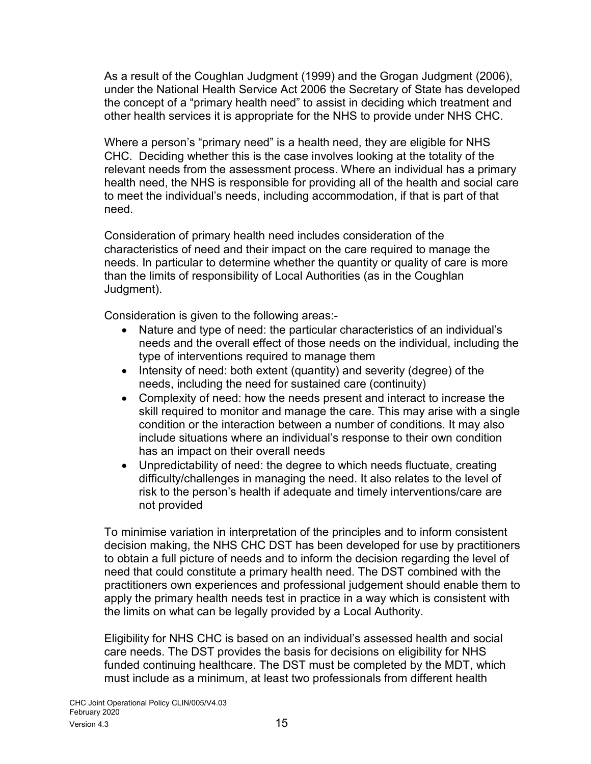As a result of the Coughlan Judgment (1999) and the Grogan Judgment (2006), under the National Health Service Act 2006 the Secretary of State has developed the concept of a "primary health need" to assist in deciding which treatment and other health services it is appropriate for the NHS to provide under NHS CHC.

Where a person's "primary need" is a health need, they are eligible for NHS CHC. Deciding whether this is the case involves looking at the totality of the relevant needs from the assessment process. Where an individual has a primary health need, the NHS is responsible for providing all of the health and social care to meet the individual's needs, including accommodation, if that is part of that need.

Consideration of primary health need includes consideration of the characteristics of need and their impact on the care required to manage the needs. In particular to determine whether the quantity or quality of care is more than the limits of responsibility of Local Authorities (as in the Coughlan Judgment).

Consideration is given to the following areas:-

- Nature and type of need: the particular characteristics of an individual's needs and the overall effect of those needs on the individual, including the type of interventions required to manage them
- Intensity of need: both extent (quantity) and severity (degree) of the needs, including the need for sustained care (continuity)
- Complexity of need: how the needs present and interact to increase the skill required to monitor and manage the care. This may arise with a single condition or the interaction between a number of conditions. It may also include situations where an individual's response to their own condition has an impact on their overall needs
- Unpredictability of need: the degree to which needs fluctuate, creating difficulty/challenges in managing the need. It also relates to the level of risk to the person's health if adequate and timely interventions/care are not provided

To minimise variation in interpretation of the principles and to inform consistent decision making, the NHS CHC DST has been developed for use by practitioners to obtain a full picture of needs and to inform the decision regarding the level of need that could constitute a primary health need. The DST combined with the practitioners own experiences and professional judgement should enable them to apply the primary health needs test in practice in a way which is consistent with the limits on what can be legally provided by a Local Authority.

Eligibility for NHS CHC is based on an individual's assessed health and social care needs. The DST provides the basis for decisions on eligibility for NHS funded continuing healthcare. The DST must be completed by the MDT, which must include as a minimum, at least two professionals from different health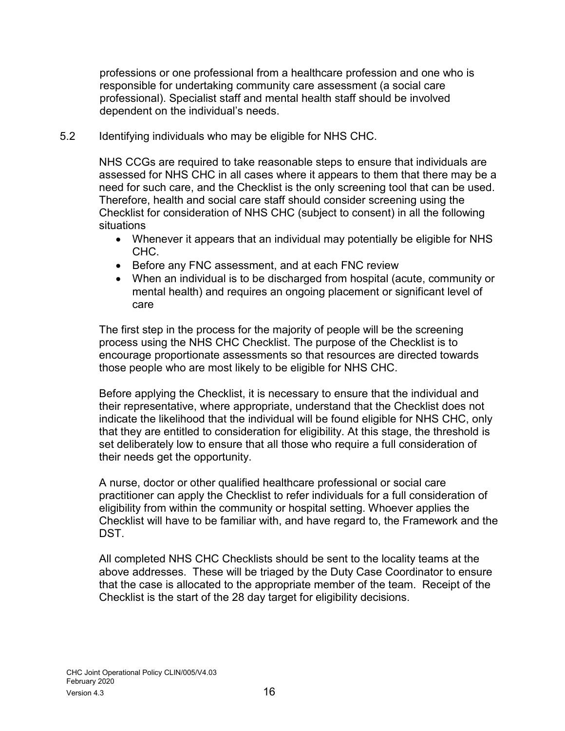professions or one professional from a healthcare profession and one who is responsible for undertaking community care assessment (a social care professional). Specialist staff and mental health staff should be involved dependent on the individual's needs.

5.2 Identifying individuals who may be eligible for NHS CHC.

NHS CCGs are required to take reasonable steps to ensure that individuals are assessed for NHS CHC in all cases where it appears to them that there may be a need for such care, and the Checklist is the only screening tool that can be used. Therefore, health and social care staff should consider screening using the Checklist for consideration of NHS CHC (subject to consent) in all the following situations

- Whenever it appears that an individual may potentially be eligible for NHS CHC.
- Before any FNC assessment, and at each FNC review
- When an individual is to be discharged from hospital (acute, community or mental health) and requires an ongoing placement or significant level of care

The first step in the process for the majority of people will be the screening process using the NHS CHC Checklist. The purpose of the Checklist is to encourage proportionate assessments so that resources are directed towards those people who are most likely to be eligible for NHS CHC.

Before applying the Checklist, it is necessary to ensure that the individual and their representative, where appropriate, understand that the Checklist does not indicate the likelihood that the individual will be found eligible for NHS CHC, only that they are entitled to consideration for eligibility. At this stage, the threshold is set deliberately low to ensure that all those who require a full consideration of their needs get the opportunity.

A nurse, doctor or other qualified healthcare professional or social care practitioner can apply the Checklist to refer individuals for a full consideration of eligibility from within the community or hospital setting. Whoever applies the Checklist will have to be familiar with, and have regard to, the Framework and the DST.

All completed NHS CHC Checklists should be sent to the locality teams at the above addresses. These will be triaged by the Duty Case Coordinator to ensure that the case is allocated to the appropriate member of the team. Receipt of the Checklist is the start of the 28 day target for eligibility decisions.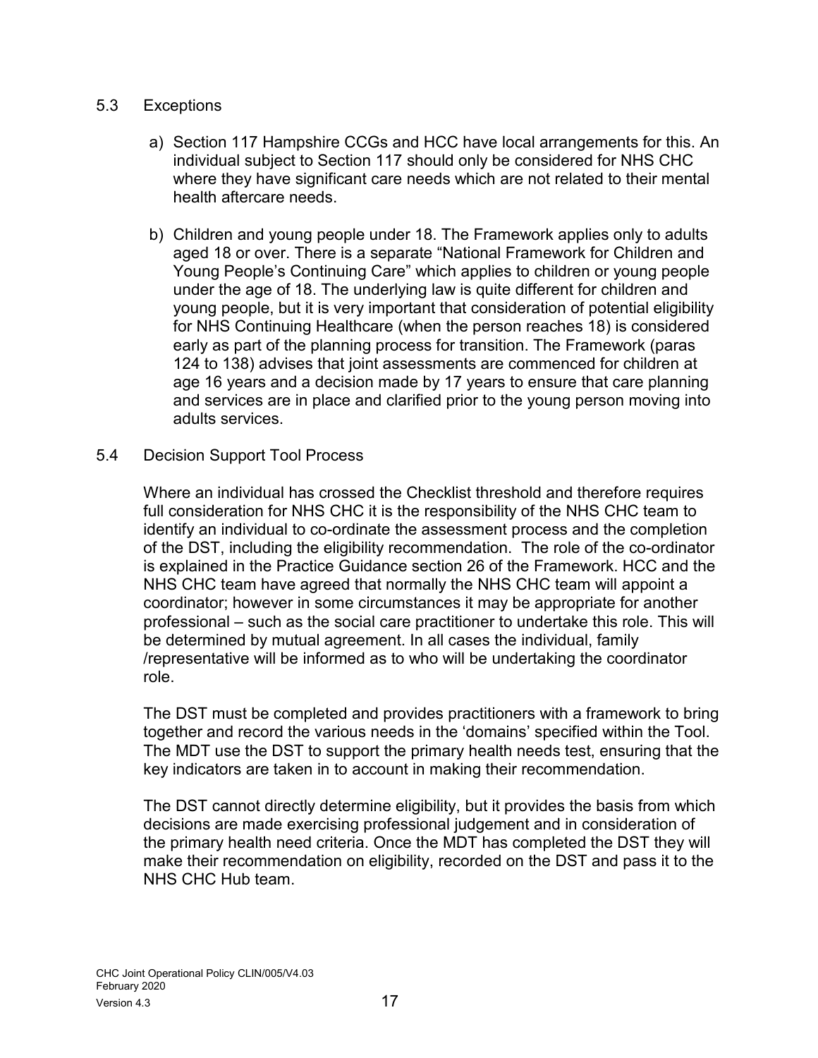## 5.3 Exceptions

a) Section 117 Hampshire CCGs and HCC have local arrangements for this. An individual subject to Section 117 should only be considered for NHS CHC where they have significant care needs which are not related to their mental health aftercare needs.

b) Children and young people under 18. The Framework applies only to adults aged 18 or over. There is a separate "National Framework for Children and Young People's Continuing Care" which applies to children or young people under the age of 18. The underlying law is quite different for children and young people, but it is very important that consideration of potential eligibility for NHS Continuing Healthcare (when the person reaches 18) is considered early as part of the planning process for transition. The Framework (paras 124 to 138) advises that joint assessments are commenced for children at age 16 years and a decision made by 17 years to ensure that care planning and services are in place and clarified prior to the young person moving into adults services.

## 5.4 Decision Support Tool Process

Where an individual has crossed the Checklist threshold and therefore requires full consideration for NHS CHC it is the responsibility of the NHS CHC team to identify an individual to co-ordinate the assessment process and the completion of the DST, including the eligibility recommendation. The role of the co-ordinator is explained in the Practice Guidance section 26 of the Framework. HCC and the NHS CHC team have agreed that normally the NHS CHC team will appoint a coordinator; however in some circumstances it may be appropriate for another professional – such as the social care practitioner to undertake this role. This will be determined by mutual agreement. In all cases the individual, family /representative will be informed as to who will be undertaking the coordinator role.

The DST must be completed and provides practitioners with a framework to bring together and record the various needs in the 'domains' specified within the Tool. The MDT use the DST to support the primary health needs test, ensuring that the key indicators are taken in to account in making their recommendation.

The DST cannot directly determine eligibility, but it provides the basis from which decisions are made exercising professional judgement and in consideration of the primary health need criteria. Once the MDT has completed the DST they will make their recommendation on eligibility, recorded on the DST and pass it to the NHS CHC Hub team.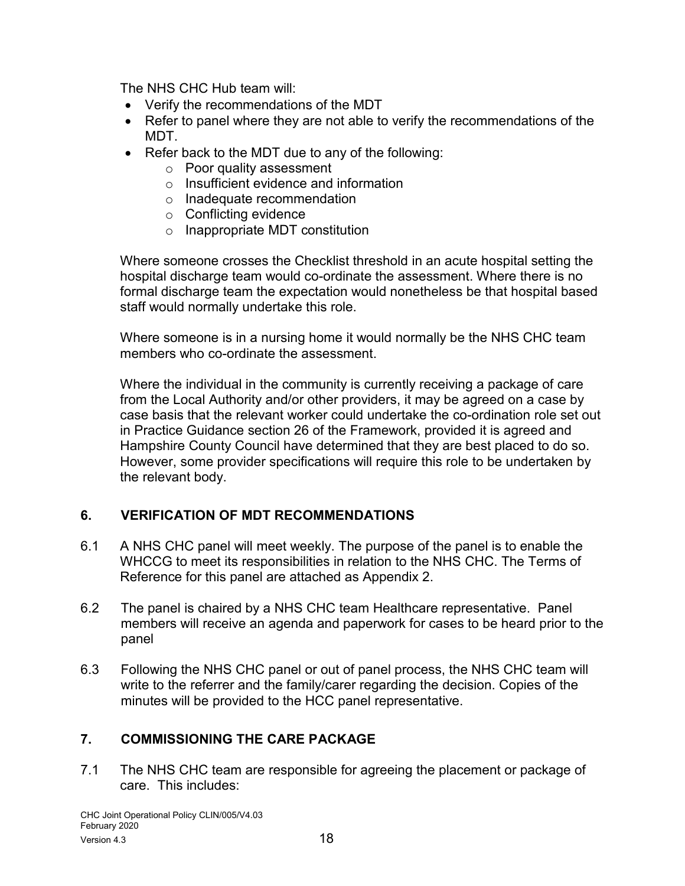The NHS CHC Hub team will:

- Verify the recommendations of the MDT
- Refer to panel where they are not able to verify the recommendations of the MDT.
- Refer back to the MDT due to any of the following:
  - Poor quality assessment
  - Insufficient evidence and information
  - Inadequate recommendation
  - Conflicting evidence
  - Inappropriate MDT constitution

Where someone crosses the Checklist threshold in an acute hospital setting the hospital discharge team would co-ordinate the assessment. Where there is no formal discharge team the expectation would nonetheless be that hospital based staff would normally undertake this role.

Where someone is in a nursing home it would normally be the NHS CHC team members who co-ordinate the assessment.

Where the individual in the community is currently receiving a package of care from the Local Authority and/or other providers, it may be agreed on a case by case basis that the relevant worker could undertake the co-ordination role set out in Practice Guidance section 26 of the Framework, provided it is agreed and Hampshire County Council have determined that they are best placed to do so. However, some provider specifications will require this role to be undertaken by the relevant body.

## 6. VERIFICATION OF MDT RECOMMENDATIONS

6.1 A NHS CHC panel will meet weekly. The purpose of the panel is to enable the WHCCG to meet its responsibilities in relation to the NHS CHC. The Terms of Reference for this panel are attached as Appendix 2.

6.2 The panel is chaired by a NHS CHC team Healthcare representative. Panel members will receive an agenda and paperwork for cases to be heard prior to the panel

6.3 Following the NHS CHC panel or out of panel process, the NHS CHC team will write to the referrer and the family/carer regarding the decision. Copies of the minutes will be provided to the HCC panel representative.

## 7. COMMISSIONING THE CARE PACKAGE

7.1 The NHS CHC team are responsible for agreeing the placement or package of care. This includes: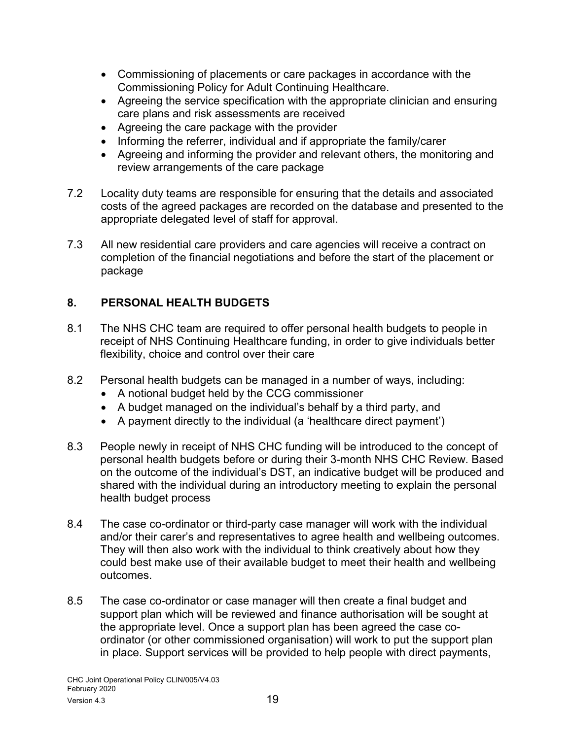- Commissioning of placements or care packages in accordance with the Commissioning Policy for Adult Continuing Healthcare.
- Agreeing the service specification with the appropriate clinician and ensuring care plans and risk assessments are received
- Agreeing the care package with the provider
- Informing the referrer, individual and if appropriate the family/carer
- Agreeing and informing the provider and relevant others, the monitoring and review arrangements of the care package

7.2 Locality duty teams are responsible for ensuring that the details and associated costs of the agreed packages are recorded on the database and presented to the appropriate delegated level of staff for approval.

7.3 All new residential care providers and care agencies will receive a contract on completion of the financial negotiations and before the start of the placement or package

## 8. PERSONAL HEALTH BUDGETS

8.1 The NHS CHC team are required to offer personal health budgets to people in receipt of NHS Continuing Healthcare funding, in order to give individuals better flexibility, choice and control over their care

8.2 Personal health budgets can be managed in a number of ways, including:

- A notional budget held by the CCG commissioner
- A budget managed on the individual's behalf by a third party, and
- A payment directly to the individual (a 'healthcare direct payment')

8.3 People newly in receipt of NHS CHC funding will be introduced to the concept of personal health budgets before or during their 3-month NHS CHC Review. Based on the outcome of the individual's DST, an indicative budget will be produced and shared with the individual during an introductory meeting to explain the personal health budget process

8.4 The case co-ordinator or third-party case manager will work with the individual and/or their carer's and representatives to agree health and wellbeing outcomes. They will then also work with the individual to think creatively about how they could best make use of their available budget to meet their health and wellbeing outcomes.

8.5 The case co-ordinator or case manager will then create a final budget and support plan which will be reviewed and finance authorisation will be sought at the appropriate level. Once a support plan has been agreed the case co-ordinator (or other commissioned organisation) will work to put the support plan in place. Support services will be provided to help people with direct payments,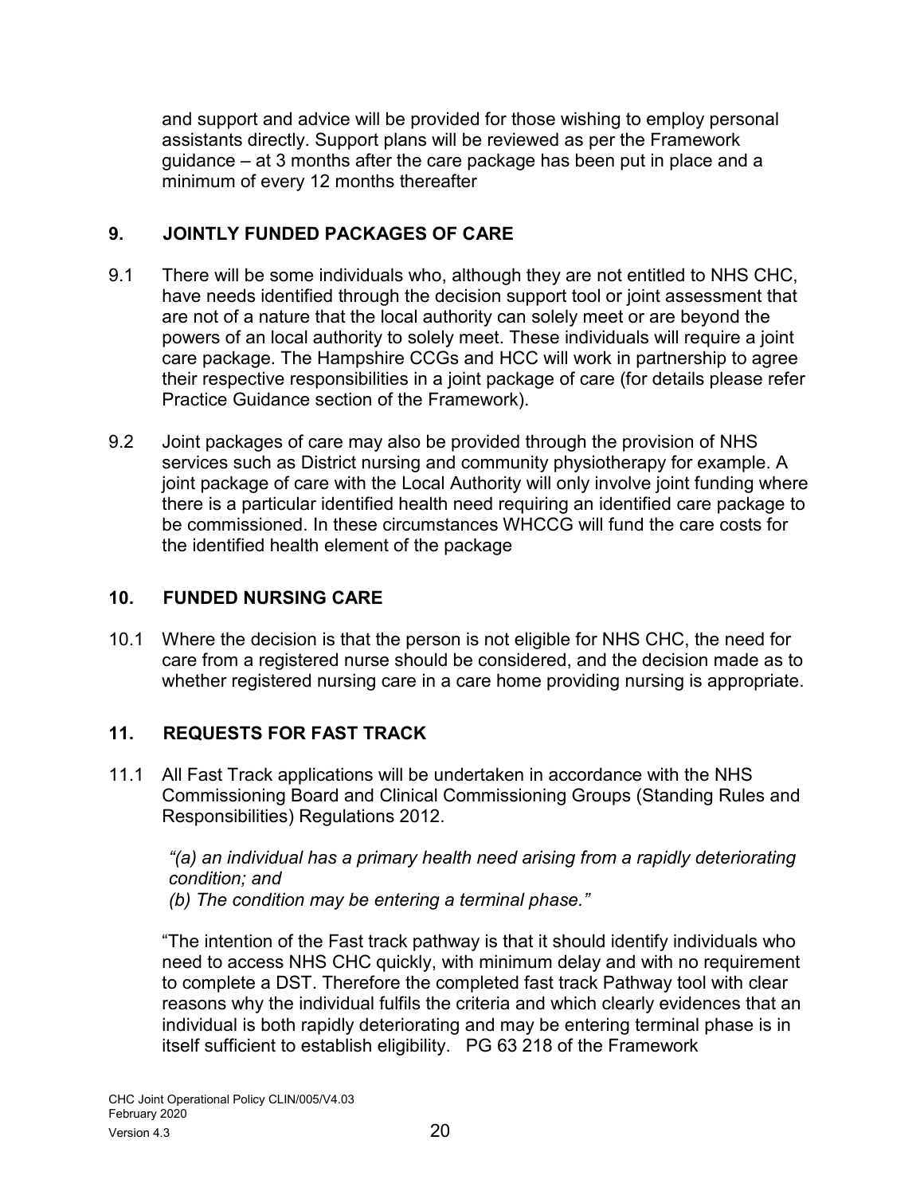and support and advice will be provided for those wishing to employ personal assistants directly. Support plans will be reviewed as per the Framework guidance – at 3 months after the care package has been put in place and a minimum of every 12 months thereafter

## 9. JOINTLY FUNDED PACKAGES OF CARE

9.1 There will be some individuals who, although they are not entitled to NHS CHC, have needs identified through the decision support tool or joint assessment that are not of a nature that the local authority can solely meet or are beyond the powers of an local authority to solely meet. These individuals will require a joint care package. The Hampshire CCGs and HCC will work in partnership to agree their respective responsibilities in a joint package of care (for details please refer Practice Guidance section of the Framework).

9.2 Joint packages of care may also be provided through the provision of NHS services such as District nursing and community physiotherapy for example. A joint package of care with the Local Authority will only involve joint funding where there is a particular identified health need requiring an identified care package to be commissioned. In these circumstances WHCCG will fund the care costs for the identified health element of the package

## 10. FUNDED NURSING CARE

10.1 Where the decision is that the person is not eligible for NHS CHC, the need for care from a registered nurse should be considered, and the decision made as to whether registered nursing care in a care home providing nursing is appropriate.

## 11. REQUESTS FOR FAST TRACK

11.1 All Fast Track applications will be undertaken in accordance with the NHS Commissioning Board and Clinical Commissioning Groups (Standing Rules and Responsibilities) Regulations 2012.

*"(a) an individual has a primary health need arising from a rapidly deteriorating condition; and*
*(b) The condition may be entering a terminal phase."*

"The intention of the Fast track pathway is that it should identify individuals who need to access NHS CHC quickly, with minimum delay and with no requirement to complete a DST. Therefore the completed fast track Pathway tool with clear reasons why the individual fulfils the criteria and which clearly evidences that an individual is both rapidly deteriorating and may be entering terminal phase is in itself sufficient to establish eligibility. PG 63 218 of the Framework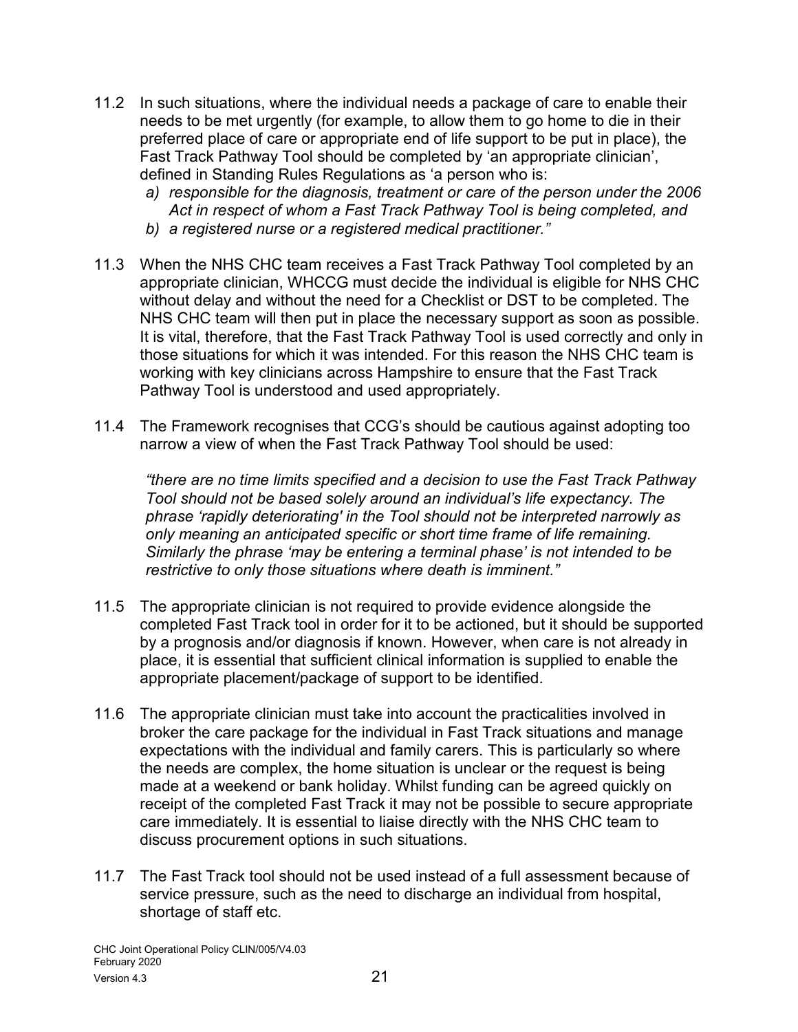11.2 In such situations, where the individual needs a package of care to enable their needs to be met urgently (for example, to allow them to go home to die in their preferred place of care or appropriate end of life support to be put in place), the Fast Track Pathway Tool should be completed by 'an appropriate clinician', defined in Standing Rules Regulations as 'a person who is:

   a) *responsible for the diagnosis, treatment or care of the person under the 2006 Act in respect of whom a Fast Track Pathway Tool is being completed, and*
   b) *a registered nurse or a registered medical practitioner."*

11.3 When the NHS CHC team receives a Fast Track Pathway Tool completed by an appropriate clinician, WHCCG must decide the individual is eligible for NHS CHC without delay and without the need for a Checklist or DST to be completed. The NHS CHC team will then put in place the necessary support as soon as possible. It is vital, therefore, that the Fast Track Pathway Tool is used correctly and only in those situations for which it was intended. For this reason the NHS CHC team is working with key clinicians across Hampshire to ensure that the Fast Track Pathway Tool is understood and used appropriately.

11.4 The Framework recognises that CCG's should be cautious against adopting too narrow a view of when the Fast Track Pathway Tool should be used:

> *"there are no time limits specified and a decision to use the Fast Track Pathway Tool should not be based solely around an individual's life expectancy. The phrase 'rapidly deteriorating' in the Tool should not be interpreted narrowly as only meaning an anticipated specific or short time frame of life remaining. Similarly the phrase 'may be entering a terminal phase' is not intended to be restrictive to only those situations where death is imminent."*

11.5 The appropriate clinician is not required to provide evidence alongside the completed Fast Track tool in order for it to be actioned, but it should be supported by a prognosis and/or diagnosis if known. However, when care is not already in place, it is essential that sufficient clinical information is supplied to enable the appropriate placement/package of support to be identified.

11.6 The appropriate clinician must take into account the practicalities involved in broker the care package for the individual in Fast Track situations and manage expectations with the individual and family carers. This is particularly so where the needs are complex, the home situation is unclear or the request is being made at a weekend or bank holiday. Whilst funding can be agreed quickly on receipt of the completed Fast Track it may not be possible to secure appropriate care immediately. It is essential to liaise directly with the NHS CHC team to discuss procurement options in such situations.

11.7 The Fast Track tool should not be used instead of a full assessment because of service pressure, such as the need to discharge an individual from hospital, shortage of staff etc.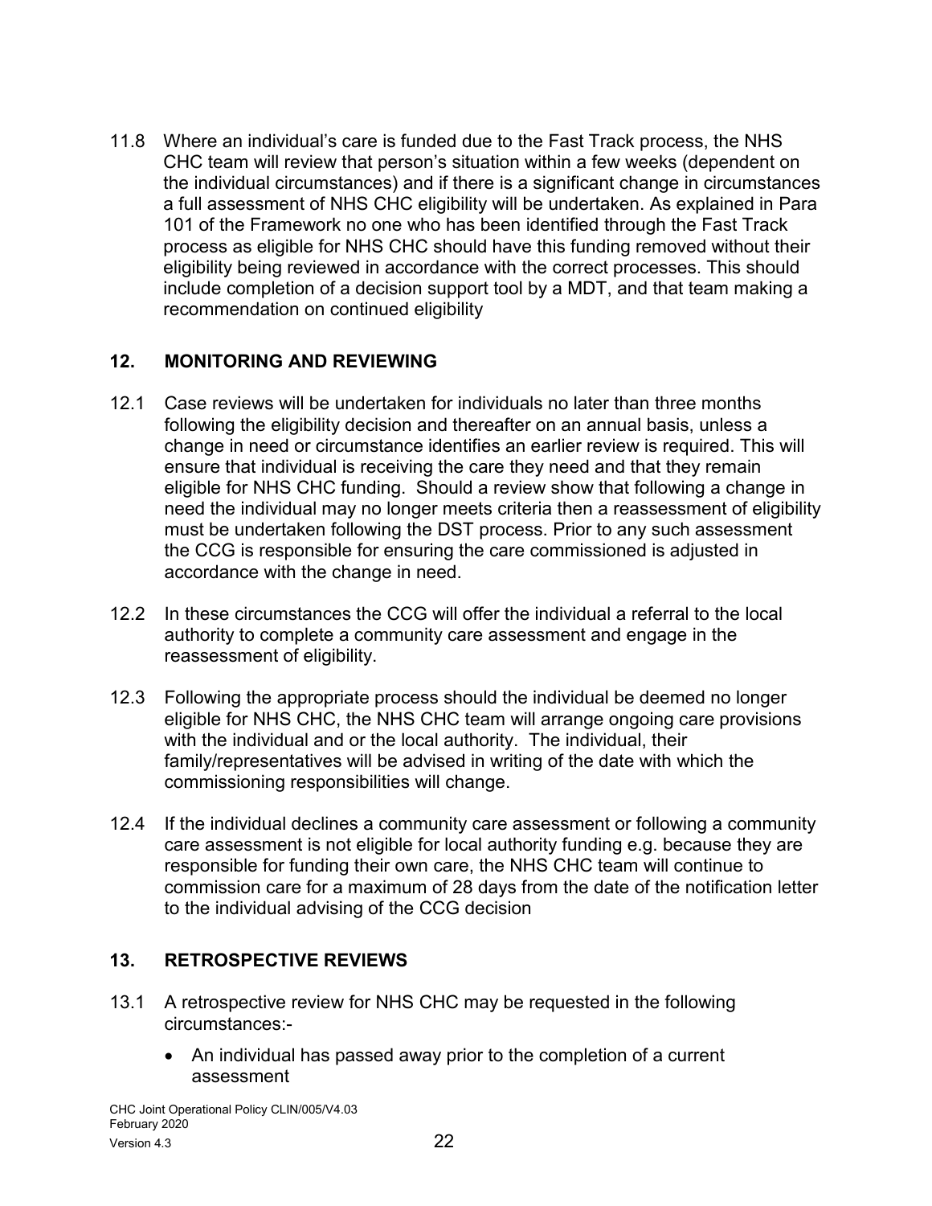11.8 Where an individual's care is funded due to the Fast Track process, the NHS CHC team will review that person's situation within a few weeks (dependent on the individual circumstances) and if there is a significant change in circumstances a full assessment of NHS CHC eligibility will be undertaken. As explained in Para 101 of the Framework no one who has been identified through the Fast Track process as eligible for NHS CHC should have this funding removed without their eligibility being reviewed in accordance with the correct processes. This should include completion of a decision support tool by a MDT, and that team making a recommendation on continued eligibility

## 12. MONITORING AND REVIEWING

12.1 Case reviews will be undertaken for individuals no later than three months following the eligibility decision and thereafter on an annual basis, unless a change in need or circumstance identifies an earlier review is required. This will ensure that individual is receiving the care they need and that they remain eligible for NHS CHC funding. Should a review show that following a change in need the individual may no longer meets criteria then a reassessment of eligibility must be undertaken following the DST process. Prior to any such assessment the CCG is responsible for ensuring the care commissioned is adjusted in accordance with the change in need.

12.2 In these circumstances the CCG will offer the individual a referral to the local authority to complete a community care assessment and engage in the reassessment of eligibility.

12.3 Following the appropriate process should the individual be deemed no longer eligible for NHS CHC, the NHS CHC team will arrange ongoing care provisions with the individual and or the local authority. The individual, their family/representatives will be advised in writing of the date with which the commissioning responsibilities will change.

12.4 If the individual declines a community care assessment or following a community care assessment is not eligible for local authority funding e.g. because they are responsible for funding their own care, the NHS CHC team will continue to commission care for a maximum of 28 days from the date of the notification letter to the individual advising of the CCG decision

## 13. RETROSPECTIVE REVIEWS

13.1 A retrospective review for NHS CHC may be requested in the following circumstances:-

- An individual has passed away prior to the completion of a current assessment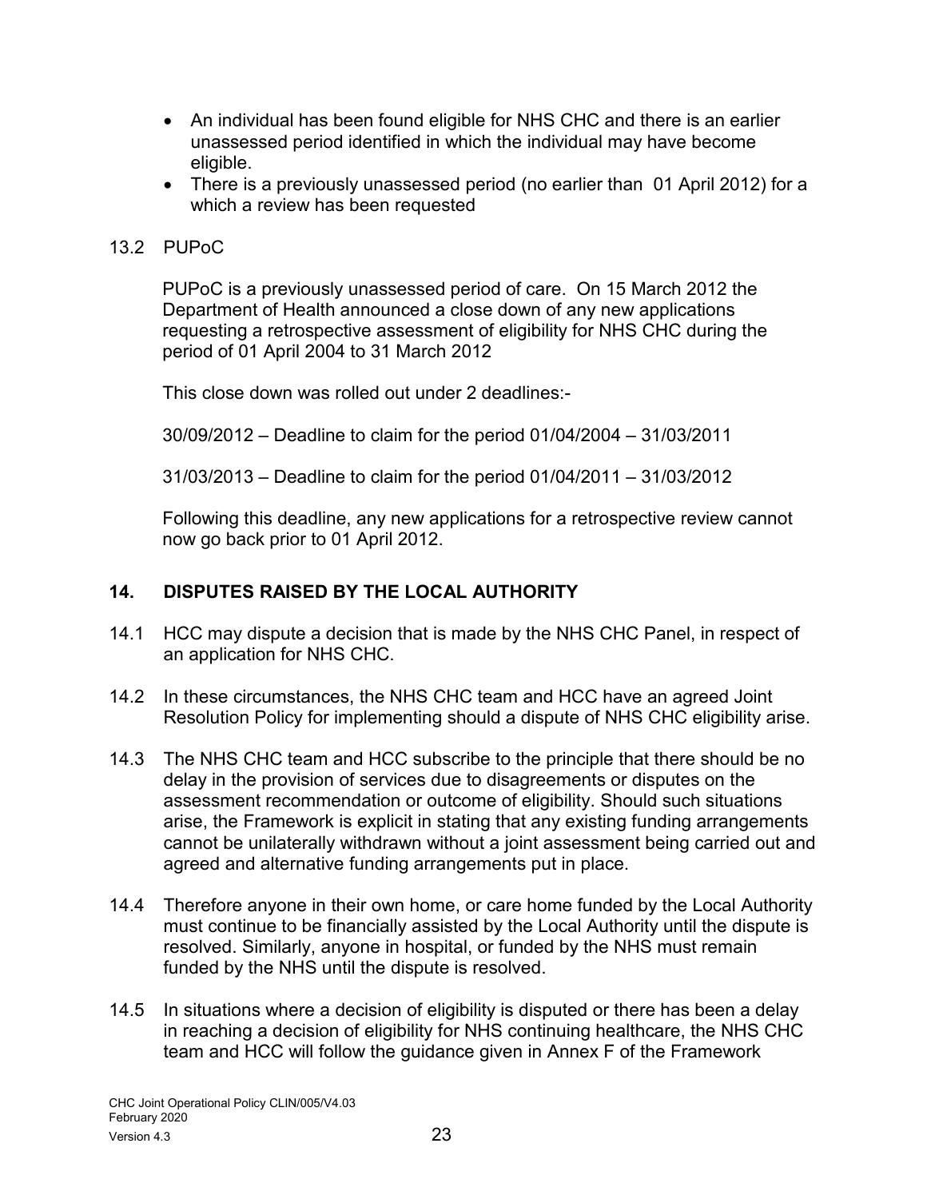- An individual has been found eligible for NHS CHC and there is an earlier unassessed period identified in which the individual may have become eligible.
- There is a previously unassessed period (no earlier than 01 April 2012) for a which a review has been requested

13.2 PUPoC

PUPoC is a previously unassessed period of care. On 15 March 2012 the Department of Health announced a close down of any new applications requesting a retrospective assessment of eligibility for NHS CHC during the period of 01 April 2004 to 31 March 2012

This close down was rolled out under 2 deadlines:-

30/09/2012 – Deadline to claim for the period 01/04/2004 – 31/03/2011

31/03/2013 – Deadline to claim for the period 01/04/2011 – 31/03/2012

Following this deadline, any new applications for a retrospective review cannot now go back prior to 01 April 2012.

## 14. DISPUTES RAISED BY THE LOCAL AUTHORITY

14.1 HCC may dispute a decision that is made by the NHS CHC Panel, in respect of an application for NHS CHC.

14.2 In these circumstances, the NHS CHC team and HCC have an agreed Joint Resolution Policy for implementing should a dispute of NHS CHC eligibility arise.

14.3 The NHS CHC team and HCC subscribe to the principle that there should be no delay in the provision of services due to disagreements or disputes on the assessment recommendation or outcome of eligibility. Should such situations arise, the Framework is explicit in stating that any existing funding arrangements cannot be unilaterally withdrawn without a joint assessment being carried out and agreed and alternative funding arrangements put in place.

14.4 Therefore anyone in their own home, or care home funded by the Local Authority must continue to be financially assisted by the Local Authority until the dispute is resolved. Similarly, anyone in hospital, or funded by the NHS must remain funded by the NHS until the dispute is resolved.

14.5 In situations where a decision of eligibility is disputed or there has been a delay in reaching a decision of eligibility for NHS continuing healthcare, the NHS CHC team and HCC will follow the guidance given in Annex F of the Framework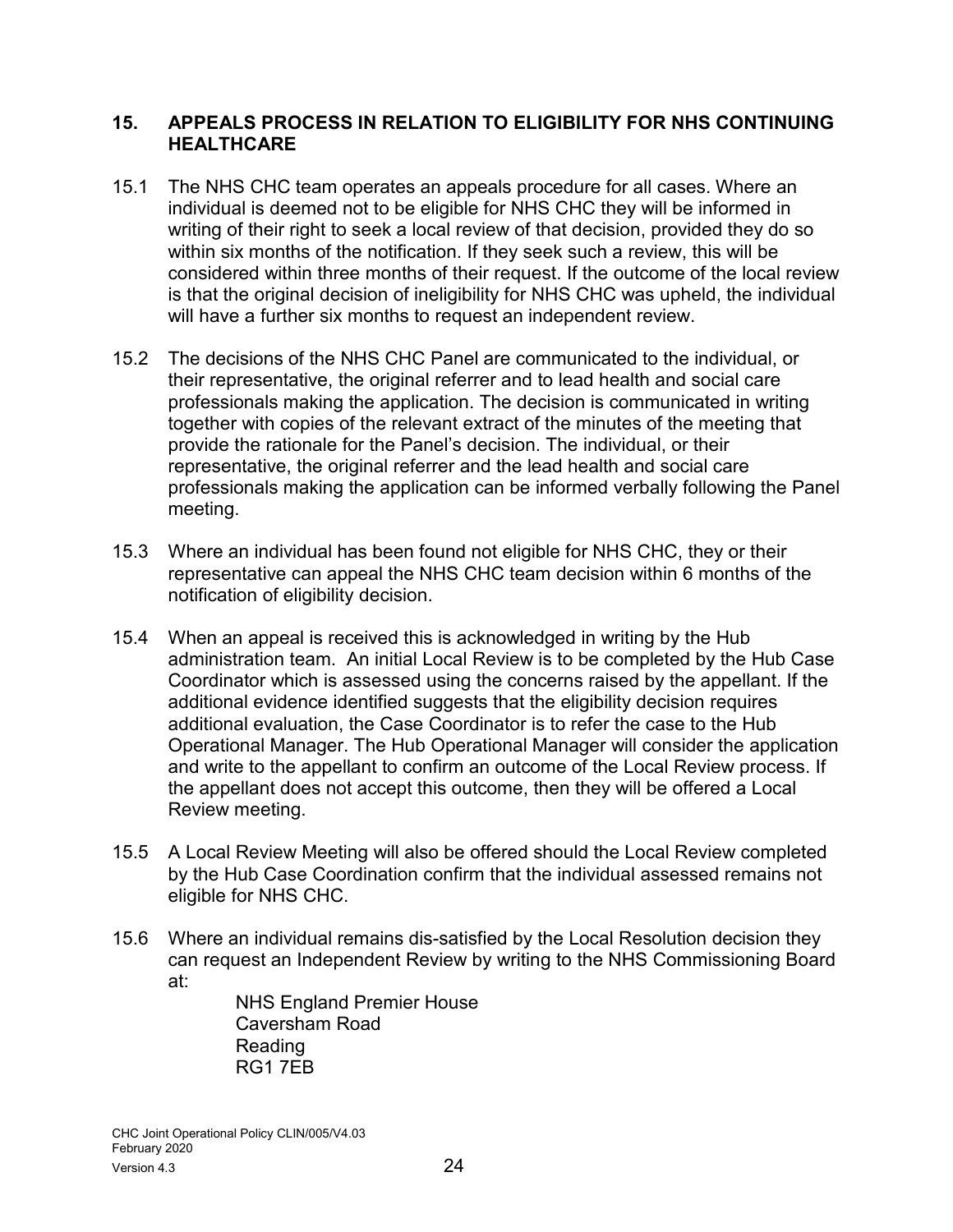## 15. APPEALS PROCESS IN RELATION TO ELIGIBILITY FOR NHS CONTINUING HEALTHCARE

15.1 The NHS CHC team operates an appeals procedure for all cases. Where an individual is deemed not to be eligible for NHS CHC they will be informed in writing of their right to seek a local review of that decision, provided they do so within six months of the notification. If they seek such a review, this will be considered within three months of their request. If the outcome of the local review is that the original decision of ineligibility for NHS CHC was upheld, the individual will have a further six months to request an independent review.

15.2 The decisions of the NHS CHC Panel are communicated to the individual, or their representative, the original referrer and to lead health and social care professionals making the application. The decision is communicated in writing together with copies of the relevant extract of the minutes of the meeting that provide the rationale for the Panel's decision. The individual, or their representative, the original referrer and the lead health and social care professionals making the application can be informed verbally following the Panel meeting.

15.3 Where an individual has been found not eligible for NHS CHC, they or their representative can appeal the NHS CHC team decision within 6 months of the notification of eligibility decision.

15.4 When an appeal is received this is acknowledged in writing by the Hub administration team. An initial Local Review is to be completed by the Hub Case Coordinator which is assessed using the concerns raised by the appellant. If the additional evidence identified suggests that the eligibility decision requires additional evaluation, the Case Coordinator is to refer the case to the Hub Operational Manager. The Hub Operational Manager will consider the application and write to the appellant to confirm an outcome of the Local Review process. If the appellant does not accept this outcome, then they will be offered a Local Review meeting.

15.5 A Local Review Meeting will also be offered should the Local Review completed by the Hub Case Coordination confirm that the individual assessed remains not eligible for NHS CHC.

15.6 Where an individual remains dis-satisfied by the Local Resolution decision they can request an Independent Review by writing to the NHS Commissioning Board at:

NHS England Premier House
Caversham Road
Reading
RG1 7EB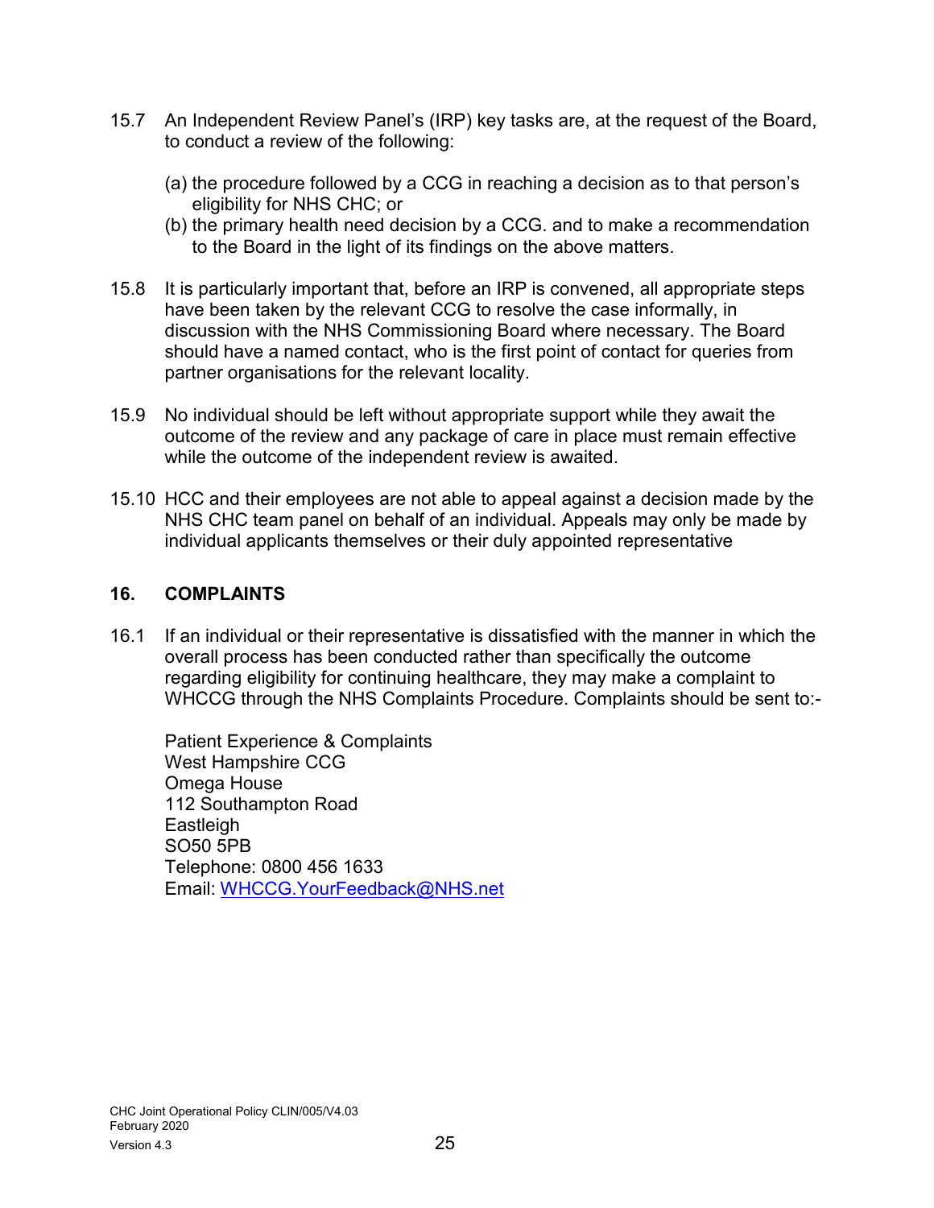15.7 An Independent Review Panel's (IRP) key tasks are, at the request of the Board, to conduct a review of the following:

(a) the procedure followed by a CCG in reaching a decision as to that person's eligibility for NHS CHC; or
(b) the primary health need decision by a CCG. and to make a recommendation to the Board in the light of its findings on the above matters.

15.8 It is particularly important that, before an IRP is convened, all appropriate steps have been taken by the relevant CCG to resolve the case informally, in discussion with the NHS Commissioning Board where necessary. The Board should have a named contact, who is the first point of contact for queries from partner organisations for the relevant locality.

15.9 No individual should be left without appropriate support while they await the outcome of the review and any package of care in place must remain effective while the outcome of the independent review is awaited.

15.10 HCC and their employees are not able to appeal against a decision made by the NHS CHC team panel on behalf of an individual. Appeals may only be made by individual applicants themselves or their duly appointed representative

## 16. COMPLAINTS

16.1 If an individual or their representative is dissatisfied with the manner in which the overall process has been conducted rather than specifically the outcome regarding eligibility for continuing healthcare, they may make a complaint to WHCCG through the NHS Complaints Procedure. Complaints should be sent to:-

Patient Experience & Complaints
West Hampshire CCG
Omega House
112 Southampton Road
Eastleigh
SO50 5PB
Telephone: 0800 456 1633
Email: [WHCCG.YourFeedback@NHS.net](mailto:WHCCG.YourFeedback@NHS.net)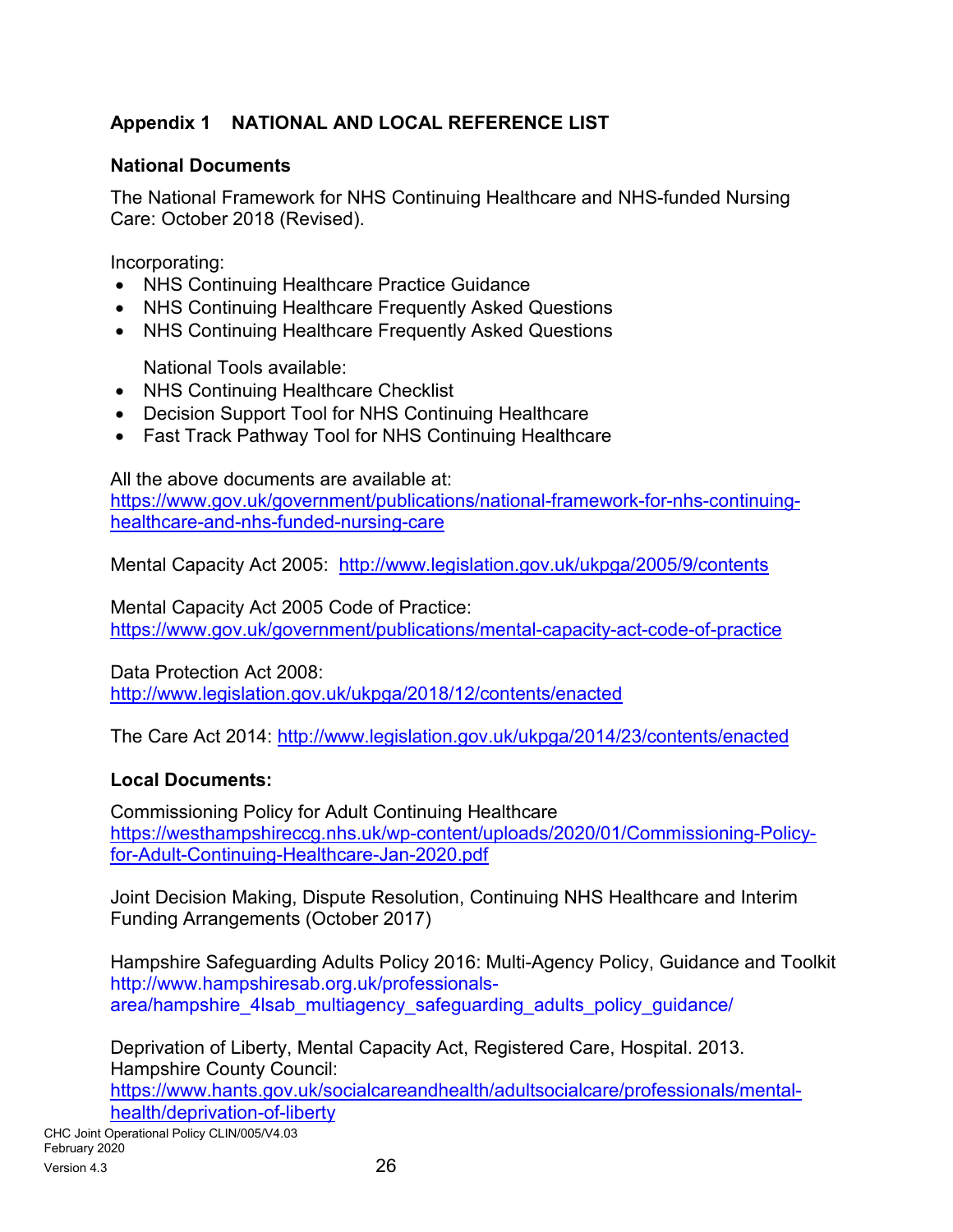## Appendix 1 NATIONAL AND LOCAL REFERENCE LIST

### National Documents

The National Framework for NHS Continuing Healthcare and NHS-funded Nursing Care: October 2018 (Revised).

Incorporating:

- NHS Continuing Healthcare Practice Guidance
- NHS Continuing Healthcare Frequently Asked Questions
- NHS Continuing Healthcare Frequently Asked Questions

National Tools available:

- NHS Continuing Healthcare Checklist
- Decision Support Tool for NHS Continuing Healthcare
- Fast Track Pathway Tool for NHS Continuing Healthcare

All the above documents are available at:
https://www.gov.uk/government/publications/national-framework-for-nhs-continuing-healthcare-and-nhs-funded-nursing-care

Mental Capacity Act 2005: http://www.legislation.gov.uk/ukpga/2005/9/contents

Mental Capacity Act 2005 Code of Practice:
https://www.gov.uk/government/publications/mental-capacity-act-code-of-practice

Data Protection Act 2008:
http://www.legislation.gov.uk/ukpga/2018/12/contents/enacted

The Care Act 2014: http://www.legislation.gov.uk/ukpga/2014/23/contents/enacted

### Local Documents:

Commissioning Policy for Adult Continuing Healthcare
https://westhampshireccg.nhs.uk/wp-content/uploads/2020/01/Commissioning-Policy-for-Adult-Continuing-Healthcare-Jan-2020.pdf

Joint Decision Making, Dispute Resolution, Continuing NHS Healthcare and Interim Funding Arrangements (October 2017)

Hampshire Safeguarding Adults Policy 2016: Multi-Agency Policy, Guidance and Toolkit
http://www.hampshiresab.org.uk/professionals-area/hampshire_4lsab_multiagency_safeguarding_adults_policy_guidance/

Deprivation of Liberty, Mental Capacity Act, Registered Care, Hospital. 2013. Hampshire County Council:
https://www.hants.gov.uk/socialcareandhealth/adultsocialcare/professionals/mental-health/deprivation-of-liberty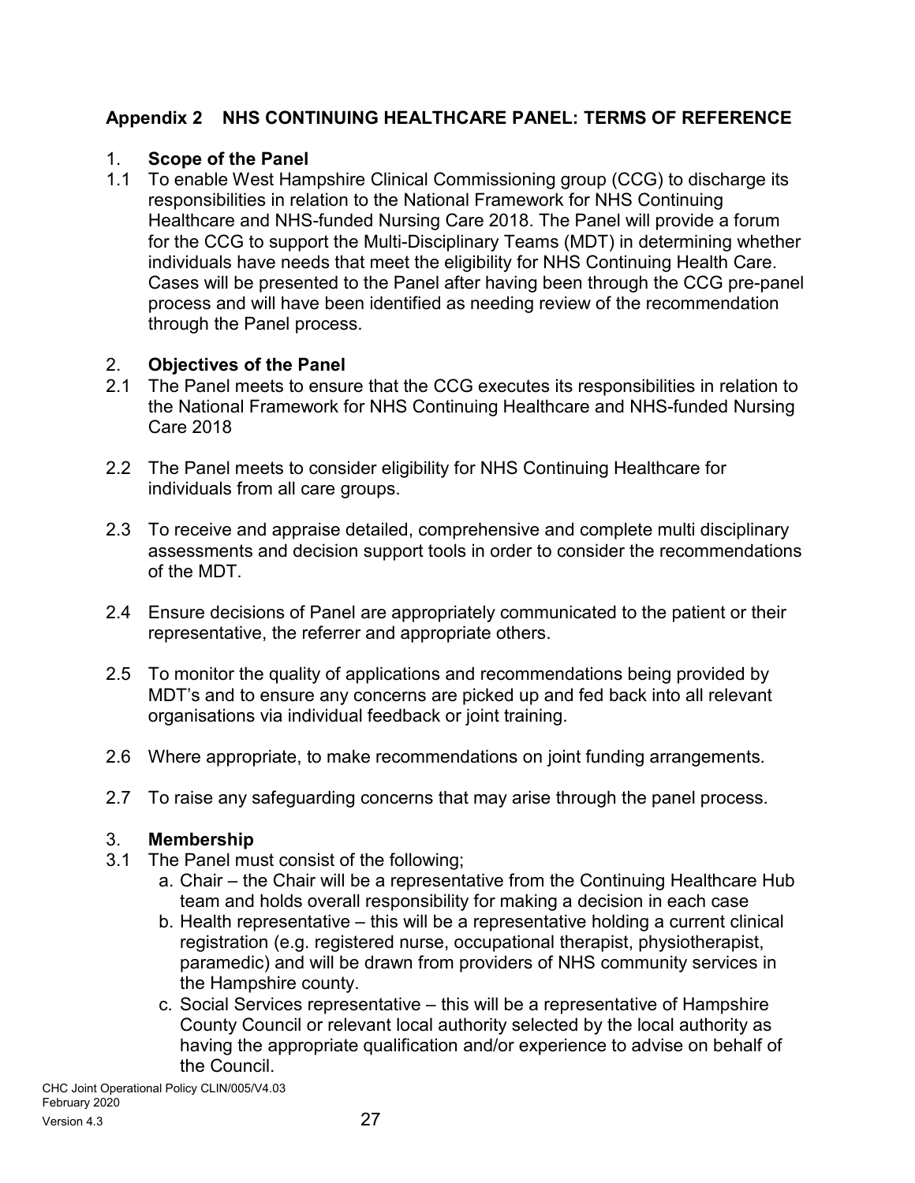## Appendix 2 NHS CONTINUING HEALTHCARE PANEL: TERMS OF REFERENCE

### 1. Scope of the Panel

1.1 To enable West Hampshire Clinical Commissioning group (CCG) to discharge its responsibilities in relation to the National Framework for NHS Continuing Healthcare and NHS-funded Nursing Care 2018. The Panel will provide a forum for the CCG to support the Multi-Disciplinary Teams (MDT) in determining whether individuals have needs that meet the eligibility for NHS Continuing Health Care. Cases will be presented to the Panel after having been through the CCG pre-panel process and will have been identified as needing review of the recommendation through the Panel process.

### 2. Objectives of the Panel

2.1 The Panel meets to ensure that the CCG executes its responsibilities in relation to the National Framework for NHS Continuing Healthcare and NHS-funded Nursing Care 2018

2.2 The Panel meets to consider eligibility for NHS Continuing Healthcare for individuals from all care groups.

2.3 To receive and appraise detailed, comprehensive and complete multi disciplinary assessments and decision support tools in order to consider the recommendations of the MDT.

2.4 Ensure decisions of Panel are appropriately communicated to the patient or their representative, the referrer and appropriate others.

2.5 To monitor the quality of applications and recommendations being provided by MDT's and to ensure any concerns are picked up and fed back into all relevant organisations via individual feedback or joint training.

2.6 Where appropriate, to make recommendations on joint funding arrangements.

2.7 To raise any safeguarding concerns that may arise through the panel process.

### 3. Membership

3.1 The Panel must consist of the following;

a. Chair – the Chair will be a representative from the Continuing Healthcare Hub team and holds overall responsibility for making a decision in each case
b. Health representative – this will be a representative holding a current clinical registration (e.g. registered nurse, occupational therapist, physiotherapist, paramedic) and will be drawn from providers of NHS community services in the Hampshire county.
c. Social Services representative – this will be a representative of Hampshire County Council or relevant local authority selected by the local authority as having the appropriate qualification and/or experience to advise on behalf of the Council.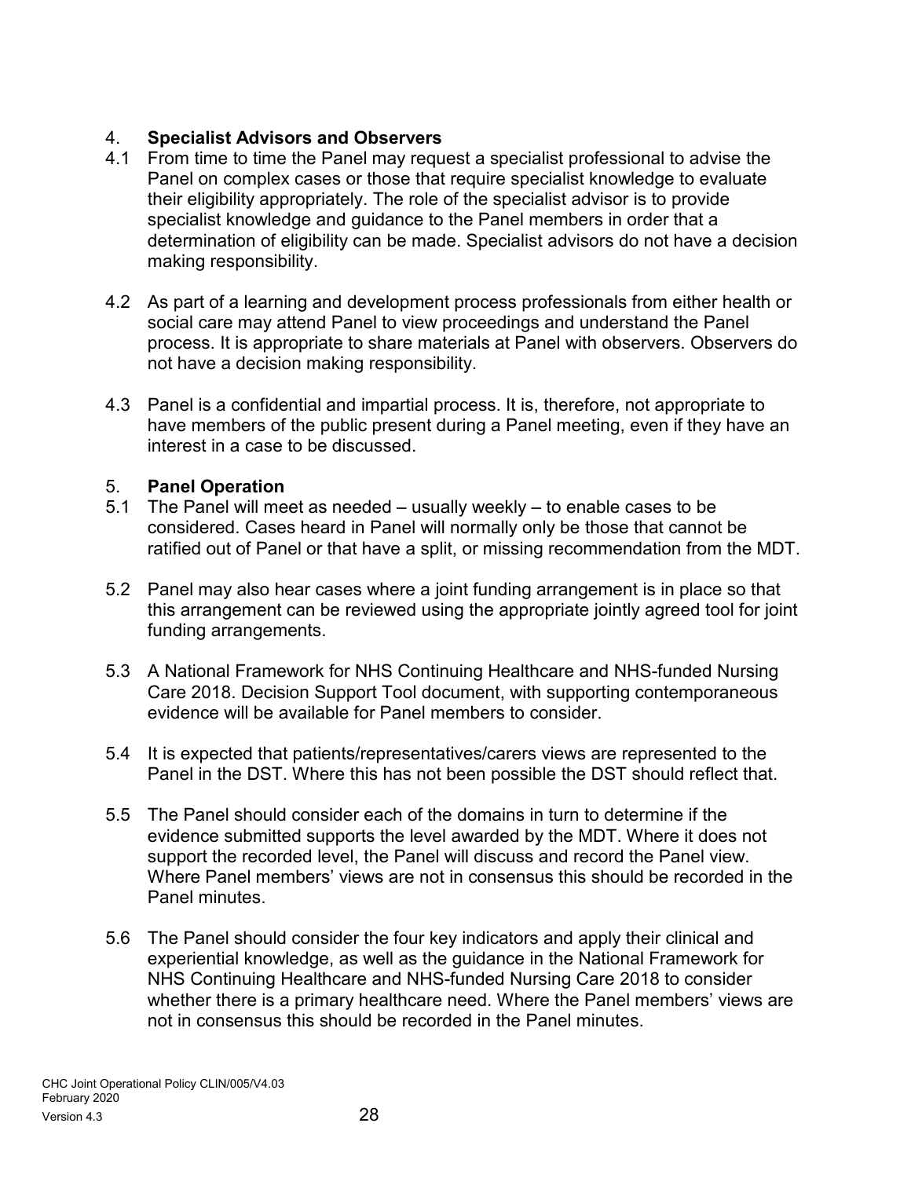## 4. Specialist Advisors and Observers

4.1 From time to time the Panel may request a specialist professional to advise the Panel on complex cases or those that require specialist knowledge to evaluate their eligibility appropriately. The role of the specialist advisor is to provide specialist knowledge and guidance to the Panel members in order that a determination of eligibility can be made. Specialist advisors do not have a decision making responsibility.

4.2 As part of a learning and development process professionals from either health or social care may attend Panel to view proceedings and understand the Panel process. It is appropriate to share materials at Panel with observers. Observers do not have a decision making responsibility.

4.3 Panel is a confidential and impartial process. It is, therefore, not appropriate to have members of the public present during a Panel meeting, even if they have an interest in a case to be discussed.

## 5. Panel Operation

5.1 The Panel will meet as needed – usually weekly – to enable cases to be considered. Cases heard in Panel will normally only be those that cannot be ratified out of Panel or that have a split, or missing recommendation from the MDT.

5.2 Panel may also hear cases where a joint funding arrangement is in place so that this arrangement can be reviewed using the appropriate jointly agreed tool for joint funding arrangements.

5.3 A National Framework for NHS Continuing Healthcare and NHS-funded Nursing Care 2018. Decision Support Tool document, with supporting contemporaneous evidence will be available for Panel members to consider.

5.4 It is expected that patients/representatives/carers views are represented to the Panel in the DST. Where this has not been possible the DST should reflect that.

5.5 The Panel should consider each of the domains in turn to determine if the evidence submitted supports the level awarded by the MDT. Where it does not support the recorded level, the Panel will discuss and record the Panel view. Where Panel members' views are not in consensus this should be recorded in the Panel minutes.

5.6 The Panel should consider the four key indicators and apply their clinical and experiential knowledge, as well as the guidance in the National Framework for NHS Continuing Healthcare and NHS-funded Nursing Care 2018 to consider whether there is a primary healthcare need. Where the Panel members' views are not in consensus this should be recorded in the Panel minutes.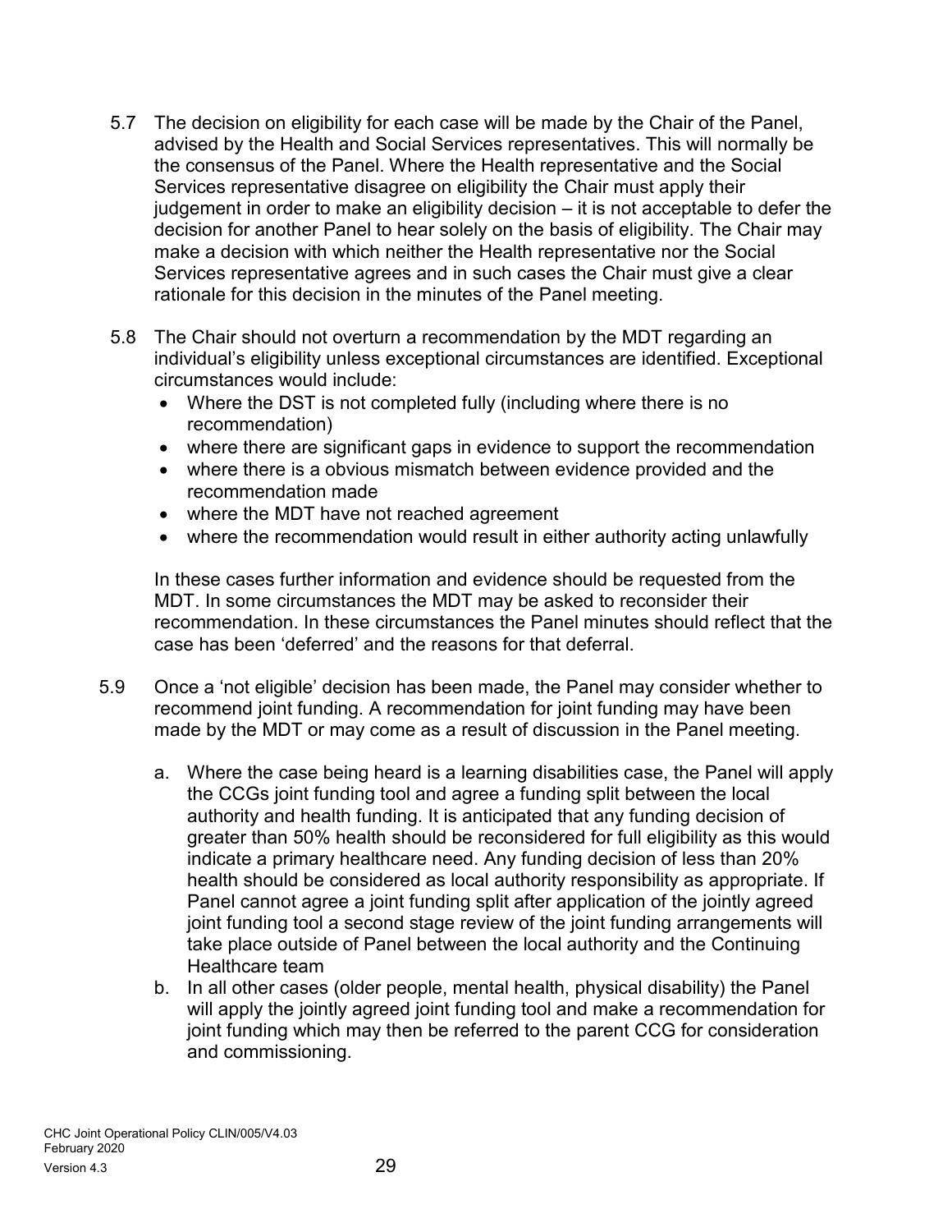5.7 The decision on eligibility for each case will be made by the Chair of the Panel, advised by the Health and Social Services representatives. This will normally be the consensus of the Panel. Where the Health representative and the Social Services representative disagree on eligibility the Chair must apply their judgement in order to make an eligibility decision – it is not acceptable to defer the decision for another Panel to hear solely on the basis of eligibility. The Chair may make a decision with which neither the Health representative nor the Social Services representative agrees and in such cases the Chair must give a clear rationale for this decision in the minutes of the Panel meeting.

5.8 The Chair should not overturn a recommendation by the MDT regarding an individual's eligibility unless exceptional circumstances are identified. Exceptional circumstances would include:

- Where the DST is not completed fully (including where there is no recommendation)
- where there are significant gaps in evidence to support the recommendation
- where there is a obvious mismatch between evidence provided and the recommendation made
- where the MDT have not reached agreement
- where the recommendation would result in either authority acting unlawfully

In these cases further information and evidence should be requested from the MDT. In some circumstances the MDT may be asked to reconsider their recommendation. In these circumstances the Panel minutes should reflect that the case has been 'deferred' and the reasons for that deferral.

5.9 Once a 'not eligible' decision has been made, the Panel may consider whether to recommend joint funding. A recommendation for joint funding may have been made by the MDT or may come as a result of discussion in the Panel meeting.

a. Where the case being heard is a learning disabilities case, the Panel will apply the CCGs joint funding tool and agree a funding split between the local authority and health funding. It is anticipated that any funding decision of greater than 50% health should be reconsidered for full eligibility as this would indicate a primary healthcare need. Any funding decision of less than 20% health should be considered as local authority responsibility as appropriate. If Panel cannot agree a joint funding split after application of the jointly agreed joint funding tool a second stage review of the joint funding arrangements will take place outside of Panel between the local authority and the Continuing Healthcare team

b. In all other cases (older people, mental health, physical disability) the Panel will apply the jointly agreed joint funding tool and make a recommendation for joint funding which may then be referred to the parent CCG for consideration and commissioning.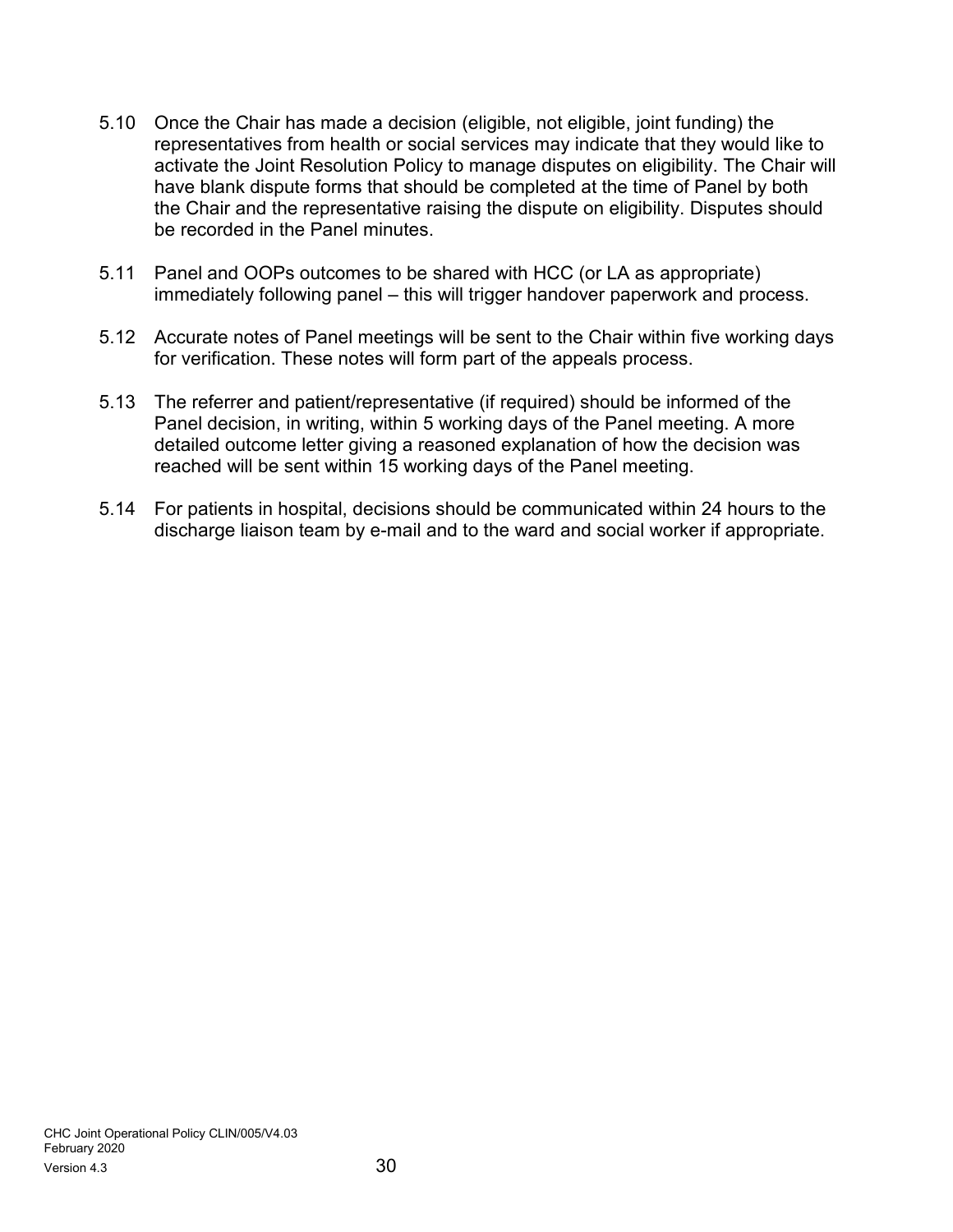5.10 Once the Chair has made a decision (eligible, not eligible, joint funding) the representatives from health or social services may indicate that they would like to activate the Joint Resolution Policy to manage disputes on eligibility. The Chair will have blank dispute forms that should be completed at the time of Panel by both the Chair and the representative raising the dispute on eligibility. Disputes should be recorded in the Panel minutes.

5.11 Panel and OOPs outcomes to be shared with HCC (or LA as appropriate) immediately following panel – this will trigger handover paperwork and process.

5.12 Accurate notes of Panel meetings will be sent to the Chair within five working days for verification. These notes will form part of the appeals process.

5.13 The referrer and patient/representative (if required) should be informed of the Panel decision, in writing, within 5 working days of the Panel meeting. A more detailed outcome letter giving a reasoned explanation of how the decision was reached will be sent within 15 working days of the Panel meeting.

5.14 For patients in hospital, decisions should be communicated within 24 hours to the discharge liaison team by e-mail and to the ward and social worker if appropriate.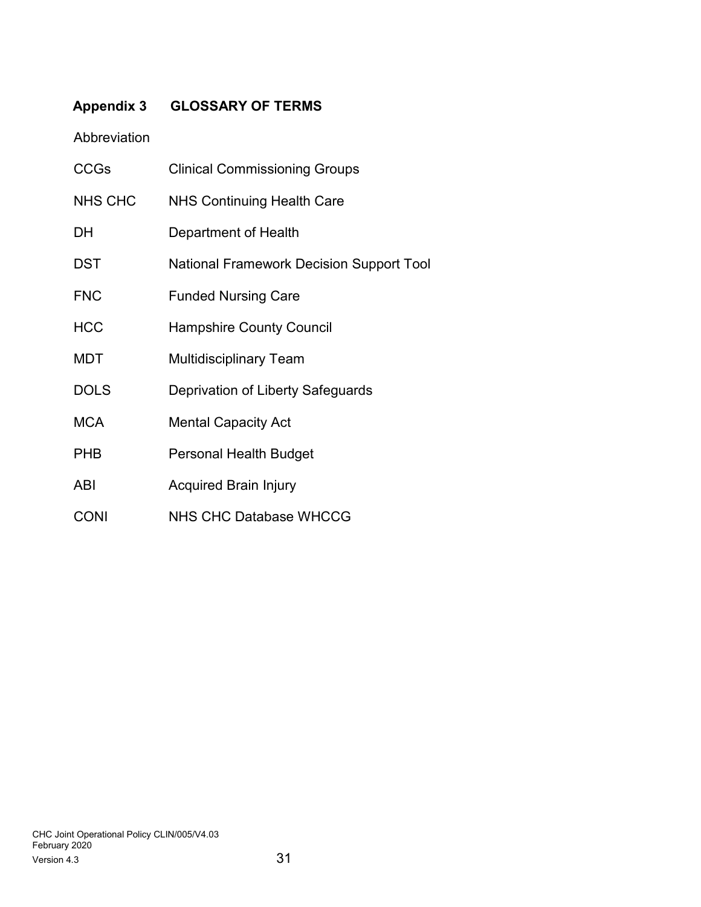## Appendix 3 GLOSSARY OF TERMS

| Abbreviation | |
|---|---|
| CCGs | Clinical Commissioning Groups |
| NHS CHC | NHS Continuing Health Care |
| DH | Department of Health |
| DST | National Framework Decision Support Tool |
| FNC | Funded Nursing Care |
| HCC | Hampshire County Council |
| MDT | Multidisciplinary Team |
| DOLS | Deprivation of Liberty Safeguards |
| MCA | Mental Capacity Act |
| PHB | Personal Health Budget |
| ABI | Acquired Brain Injury |
| CONI | NHS CHC Database WHCCG |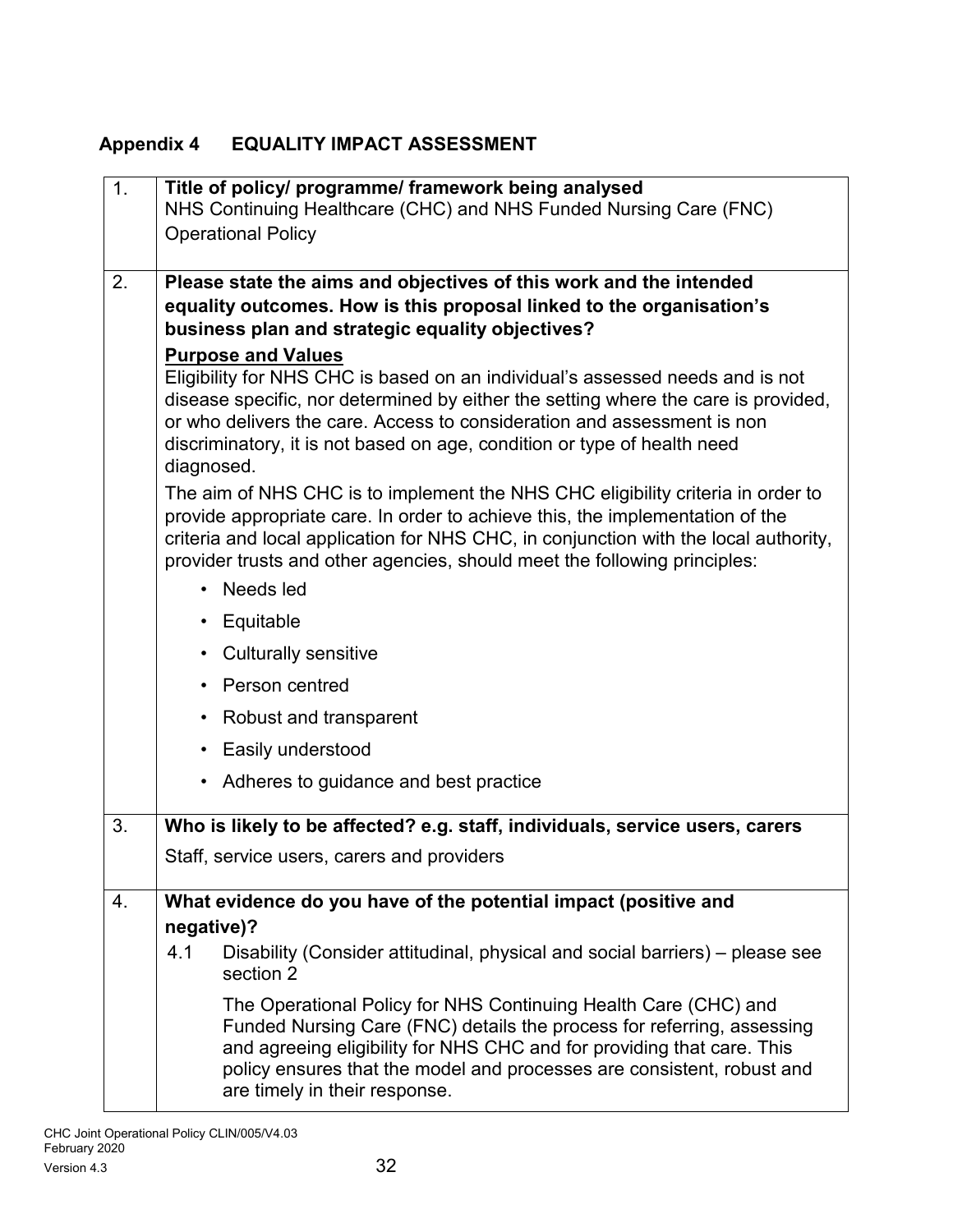## Appendix 4 EQUALITY IMPACT ASSESSMENT

| | |
|---|---|
| 1. | **Title of policy/ programme/ framework being analysed**<br>NHS Continuing Healthcare (CHC) and NHS Funded Nursing Care (FNC) Operational Policy |
| 2. | **Please state the aims and objectives of this work and the intended equality outcomes. How is this proposal linked to the organisation's business plan and strategic equality objectives?**<br>**<u>Purpose and Values</u>**<br>Eligibility for NHS CHC is based on an individual's assessed needs and is not disease specific, nor determined by either the setting where the care is provided, or who delivers the care. Access to consideration and assessment is non discriminatory, it is not based on age, condition or type of health need diagnosed.<br>The aim of NHS CHC is to implement the NHS CHC eligibility criteria in order to provide appropriate care. In order to achieve this, the implementation of the criteria and local application for NHS CHC, in conjunction with the local authority, provider trusts and other agencies, should meet the following principles:<br>• Needs led<br>• Equitable<br>• Culturally sensitive<br>• Person centred<br>• Robust and transparent<br>• Easily understood<br>• Adheres to guidance and best practice |
| 3. | **Who is likely to be affected? e.g. staff, individuals, service users, carers**<br>Staff, service users, carers and providers |
| 4. | **What evidence do you have of the potential impact (positive and negative)?**<br>4.1 Disability (Consider attitudinal, physical and social barriers) – please see section 2<br>The Operational Policy for NHS Continuing Health Care (CHC) and Funded Nursing Care (FNC) details the process for referring, assessing and agreeing eligibility for NHS CHC and for providing that care. This policy ensures that the model and processes are consistent, robust and are timely in their response. |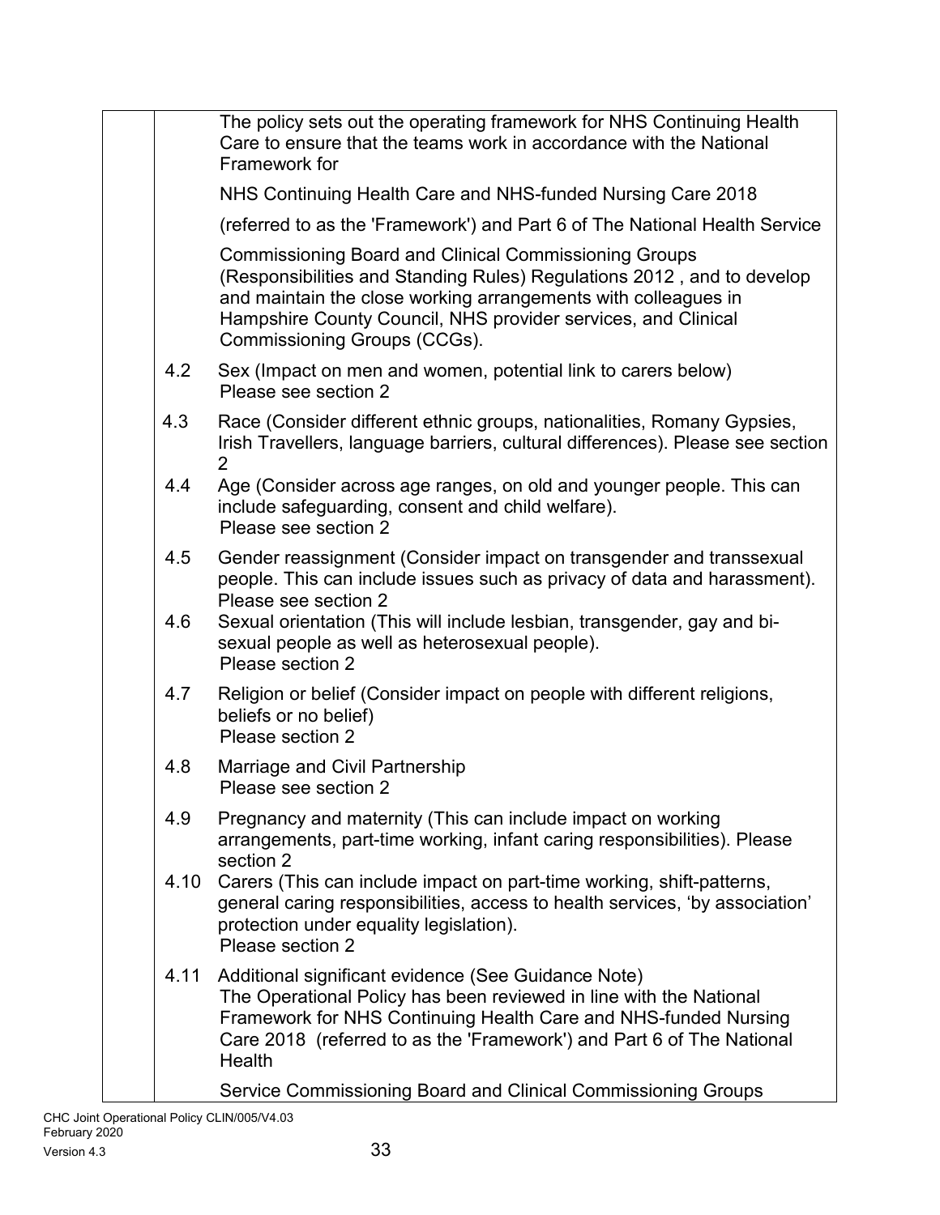|  |  |  |
|---|---|---|
|  |  | The policy sets out the operating framework for NHS Continuing Health Care to ensure that the teams work in accordance with the National Framework for NHS Continuing Health Care and NHS-funded Nursing Care 2018 (referred to as the 'Framework') and Part 6 of The National Health Service Commissioning Board and Clinical Commissioning Groups (Responsibilities and Standing Rules) Regulations 2012 , and to develop and maintain the close working arrangements with colleagues in Hampshire County Council, NHS provider services, and Clinical Commissioning Groups (CCGs). |
|  | 4.2 | Sex (Impact on men and women, potential link to carers below) Please see section 2 |
|  | 4.3 | Race (Consider different ethnic groups, nationalities, Romany Gypsies, Irish Travellers, language barriers, cultural differences). Please see section 2 |
|  | 4.4 | Age (Consider across age ranges, on old and younger people. This can include safeguarding, consent and child welfare). Please see section 2 |
|  | 4.5 | Gender reassignment (Consider impact on transgender and transsexual people. This can include issues such as privacy of data and harassment). Please see section 2 |
|  | 4.6 | Sexual orientation (This will include lesbian, transgender, gay and bi-sexual people as well as heterosexual people). Please section 2 |
|  | 4.7 | Religion or belief (Consider impact on people with different religions, beliefs or no belief) Please section 2 |
|  | 4.8 | Marriage and Civil Partnership Please see section 2 |
|  | 4.9 | Pregnancy and maternity (This can include impact on working arrangements, part-time working, infant caring responsibilities). Please section 2 |
|  | 4.10 | Carers (This can include impact on part-time working, shift-patterns, general caring responsibilities, access to health services, 'by association' protection under equality legislation). Please section 2 |
|  | 4.11 | Additional significant evidence (See Guidance Note) The Operational Policy has been reviewed in line with the National Framework for NHS Continuing Health Care and NHS-funded Nursing Care 2018 (referred to as the 'Framework') and Part 6 of The National Health Service Commissioning Board and Clinical Commissioning Groups |

CHC Joint Operational Policy CLIN/005/V4.03
February 2020
Version 4.3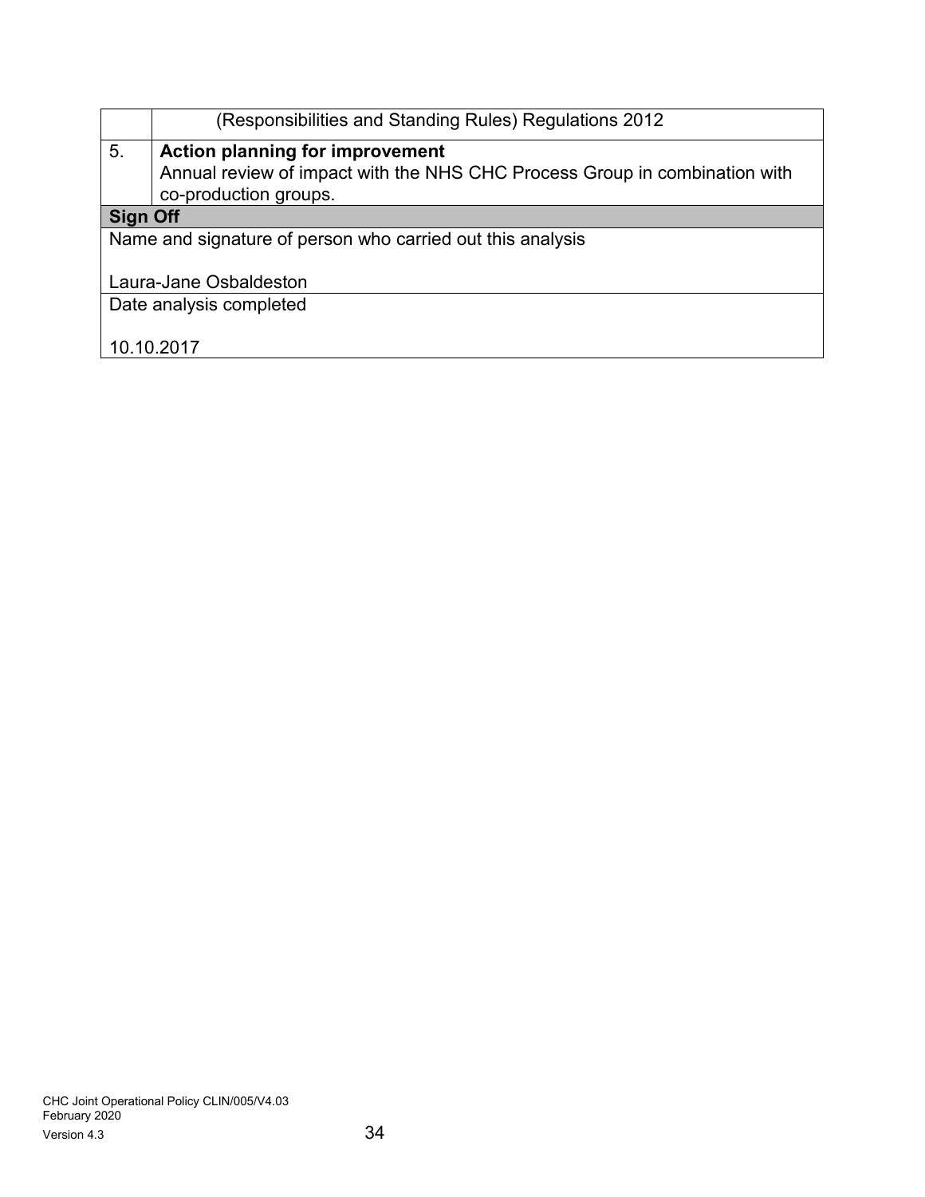|  |  |
|---|---|
|  | (Responsibilities and Standing Rules) Regulations 2012 |
| 5. | **Action planning for improvement**<br>Annual review of impact with the NHS CHC Process Group in combination with co-production groups. |
| **Sign Off** | |
| Name and signature of person who carried out this analysis<br><br>Laura-Jane Osbaldeston | |
| Date analysis completed<br><br>10.10.2017 | |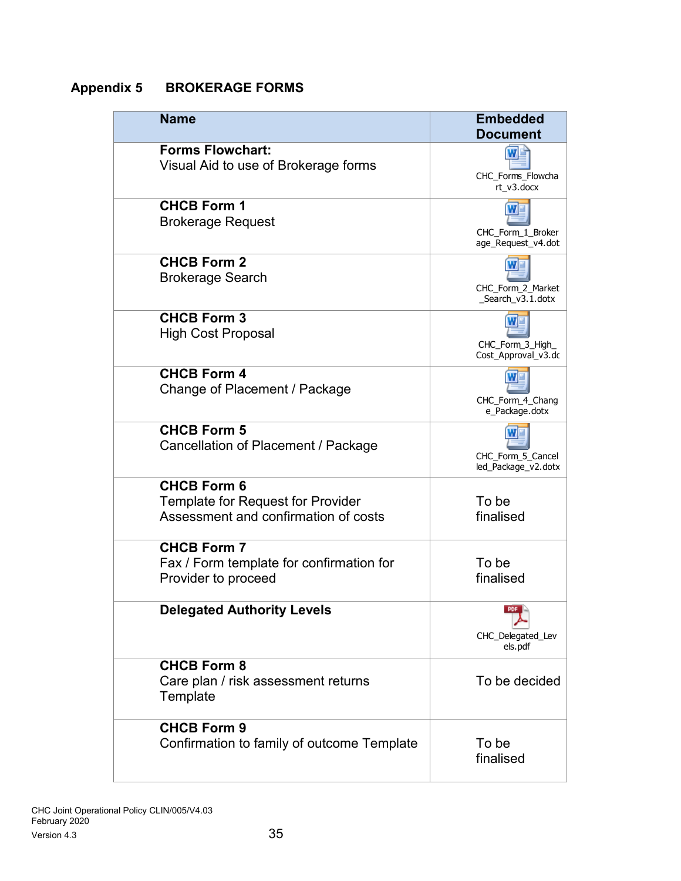## Appendix 5 BROKERAGE FORMS

| Name | Embedded Document |
|---|---|
| **Forms Flowchart:** Visual Aid to use of Brokerage forms | CHC_Forms_Flowchart_v3.docx |
| **CHCB Form 1** Brokerage Request | CHC_Form_1_Brokerage_Request_v4.dot |
| **CHCB Form 2** Brokerage Search | CHC_Form_2_Market_Search_v3.1.dotx |
| **CHCB Form 3** High Cost Proposal | CHC_Form_3_High_Cost_Approval_v3.dc |
| **CHCB Form 4** Change of Placement / Package | CHC_Form_4_Change_Package.dotx |
| **CHCB Form 5** Cancellation of Placement / Package | CHC_Form_5_Cancelled_Package_v2.dotx |
| **CHCB Form 6** Template for Request for Provider Assessment and confirmation of costs | To be finalised |
| **CHCB Form 7** Fax / Form template for confirmation for Provider to proceed | To be finalised |
| **Delegated Authority Levels** | CHC_Delegated_Levels.pdf |
| **CHCB Form 8** Care plan / risk assessment returns Template | To be decided |
| **CHCB Form 9** Confirmation to family of outcome Template | To be finalised |

CHC Joint Operational Policy CLIN/005/V4.03
February 2020
Version 4.3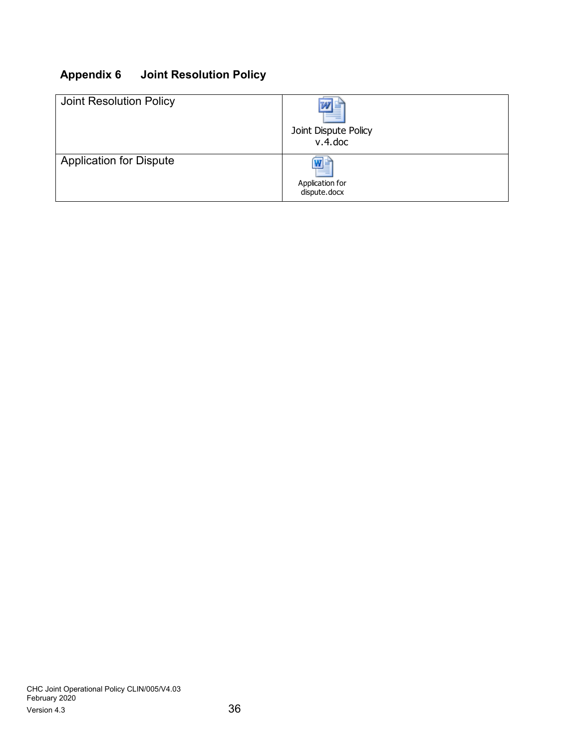## Appendix 6 Joint Resolution Policy

| Joint Resolution Policy | Joint Dispute Policy v.4.doc |
|---|---|
| Application for Dispute | Application for dispute.docx |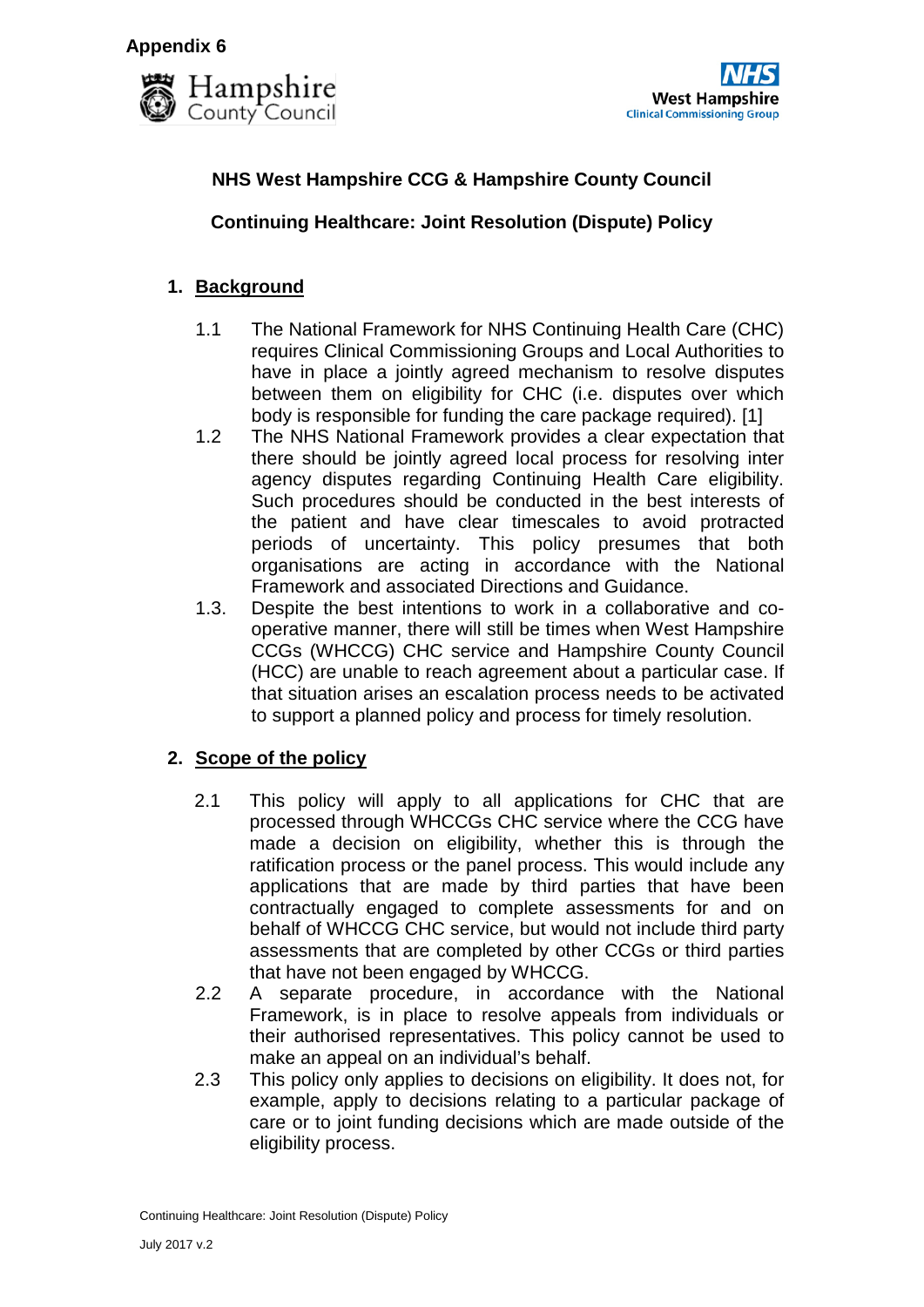**Appendix 6**

Hampshire County Council

NHS West Hampshire Clinical Commissioning Group

**NHS West Hampshire CCG & Hampshire County Council**

**Continuing Healthcare: Joint Resolution (Dispute) Policy**

## 1. Background

1.1 The National Framework for NHS Continuing Health Care (CHC) requires Clinical Commissioning Groups and Local Authorities to have in place a jointly agreed mechanism to resolve disputes between them on eligibility for CHC (i.e. disputes over which body is responsible for funding the care package required). [1]

1.2 The NHS National Framework provides a clear expectation that there should be jointly agreed local process for resolving inter agency disputes regarding Continuing Health Care eligibility. Such procedures should be conducted in the best interests of the patient and have clear timescales to avoid protracted periods of uncertainty. This policy presumes that both organisations are acting in accordance with the National Framework and associated Directions and Guidance.

1.3. Despite the best intentions to work in a collaborative and co-operative manner, there will still be times when West Hampshire CCGs (WHCCG) CHC service and Hampshire County Council (HCC) are unable to reach agreement about a particular case. If that situation arises an escalation process needs to be activated to support a planned policy and process for timely resolution.

## 2. Scope of the policy

2.1 This policy will apply to all applications for CHC that are processed through WHCCGs CHC service where the CCG have made a decision on eligibility, whether this is through the ratification process or the panel process. This would include any applications that are made by third parties that have been contractually engaged to complete assessments for and on behalf of WHCCG CHC service, but would not include third party assessments that are completed by other CCGs or third parties that have not been engaged by WHCCG.

2.2 A separate procedure, in accordance with the National Framework, is in place to resolve appeals from individuals or their authorised representatives. This policy cannot be used to make an appeal on an individual's behalf.

2.3 This policy only applies to decisions on eligibility. It does not, for example, apply to decisions relating to a particular package of care or to joint funding decisions which are made outside of the eligibility process.

Continuing Healthcare: Joint Resolution (Dispute) Policy

July 2017 v.2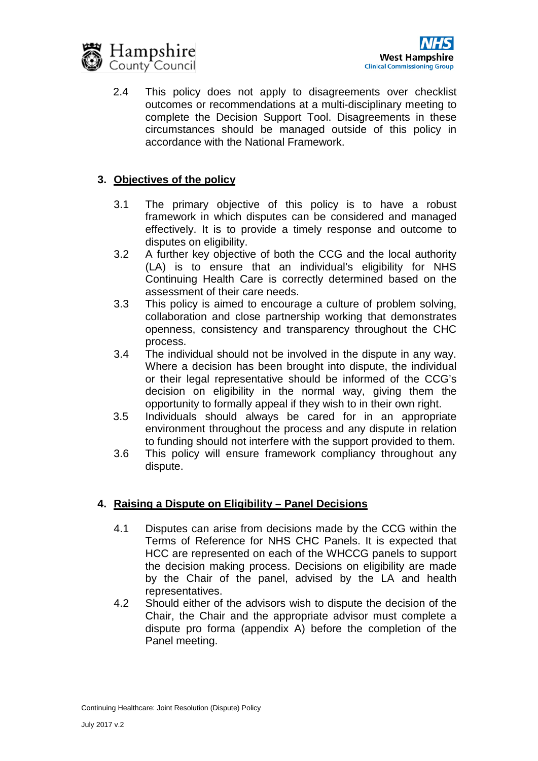2.4 This policy does not apply to disagreements over checklist outcomes or recommendations at a multi-disciplinary meeting to complete the Decision Support Tool. Disagreements in these circumstances should be managed outside of this policy in accordance with the National Framework.

## 3. Objectives of the policy

3.1 The primary objective of this policy is to have a robust framework in which disputes can be considered and managed effectively. It is to provide a timely response and outcome to disputes on eligibility.

3.2 A further key objective of both the CCG and the local authority (LA) is to ensure that an individual's eligibility for NHS Continuing Health Care is correctly determined based on the assessment of their care needs.

3.3 This policy is aimed to encourage a culture of problem solving, collaboration and close partnership working that demonstrates openness, consistency and transparency throughout the CHC process.

3.4 The individual should not be involved in the dispute in any way. Where a decision has been brought into dispute, the individual or their legal representative should be informed of the CCG's decision on eligibility in the normal way, giving them the opportunity to formally appeal if they wish to in their own right.

3.5 Individuals should always be cared for in an appropriate environment throughout the process and any dispute in relation to funding should not interfere with the support provided to them.

3.6 This policy will ensure framework compliancy throughout any dispute.

## 4. Raising a Dispute on Eligibility – Panel Decisions

4.1 Disputes can arise from decisions made by the CCG within the Terms of Reference for NHS CHC Panels. It is expected that HCC are represented on each of the WHCCG panels to support the decision making process. Decisions on eligibility are made by the Chair of the panel, advised by the LA and health representatives.

4.2 Should either of the advisors wish to dispute the decision of the Chair, the Chair and the appropriate advisor must complete a dispute pro forma (appendix A) before the completion of the Panel meeting.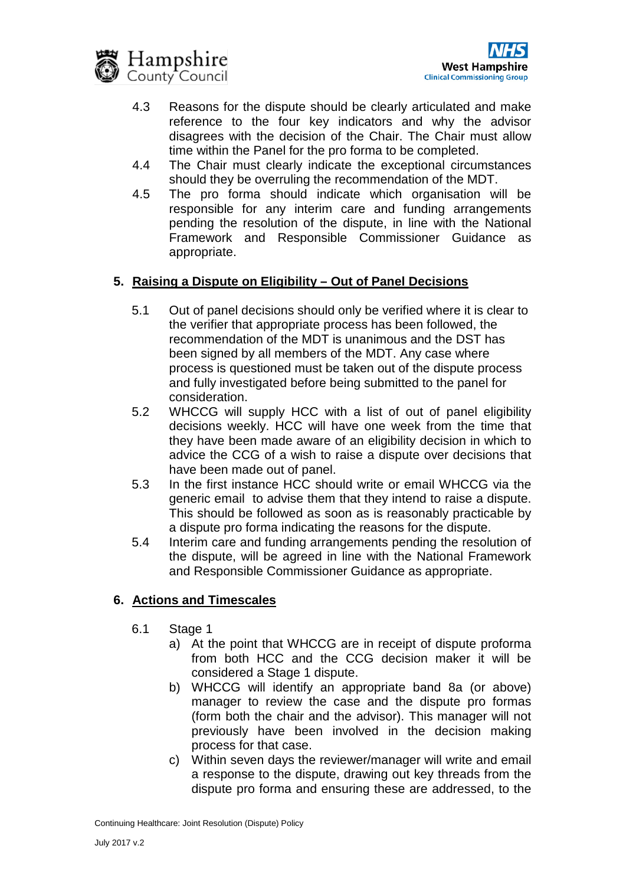4.3 Reasons for the dispute should be clearly articulated and make reference to the four key indicators and why the advisor disagrees with the decision of the Chair. The Chair must allow time within the Panel for the pro forma to be completed.

4.4 The Chair must clearly indicate the exceptional circumstances should they be overruling the recommendation of the MDT.

4.5 The pro forma should indicate which organisation will be responsible for any interim care and funding arrangements pending the resolution of the dispute, in line with the National Framework and Responsible Commissioner Guidance as appropriate.

**5. <u>Raising a Dispute on Eligibility – Out of Panel Decisions</u>**

5.1 Out of panel decisions should only be verified where it is clear to the verifier that appropriate process has been followed, the recommendation of the MDT is unanimous and the DST has been signed by all members of the MDT. Any case where process is questioned must be taken out of the dispute process and fully investigated before being submitted to the panel for consideration.

5.2 WHCCG will supply HCC with a list of out of panel eligibility decisions weekly. HCC will have one week from the time that they have been made aware of an eligibility decision in which to advice the CCG of a wish to raise a dispute over decisions that have been made out of panel.

5.3 In the first instance HCC should write or email WHCCG via the generic email to advise them that they intend to raise a dispute. This should be followed as soon as is reasonably practicable by a dispute pro forma indicating the reasons for the dispute.

5.4 Interim care and funding arrangements pending the resolution of the dispute, will be agreed in line with the National Framework and Responsible Commissioner Guidance as appropriate.

**6. <u>Actions and Timescales</u>**

6.1 Stage 1

a) At the point that WHCCG are in receipt of dispute proforma from both HCC and the CCG decision maker it will be considered a Stage 1 dispute.

b) WHCCG will identify an appropriate band 8a (or above) manager to review the case and the dispute pro formas (form both the chair and the advisor). This manager will not previously have been involved in the decision making process for that case.

c) Within seven days the reviewer/manager will write and email a response to the dispute, drawing out key threads from the dispute pro forma and ensuring these are addressed, to the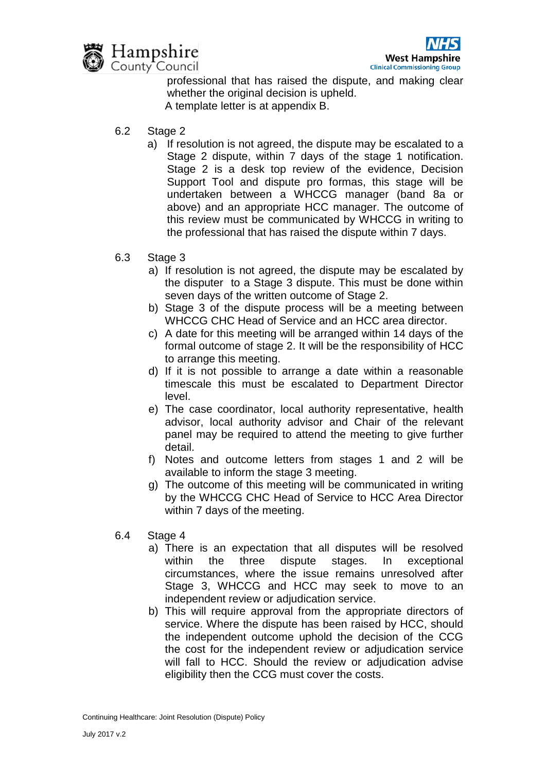professional that has raised the dispute, and making clear whether the original decision is upheld.
A template letter is at appendix B.

6.2 Stage 2

a) If resolution is not agreed, the dispute may be escalated to a Stage 2 dispute, within 7 days of the stage 1 notification. Stage 2 is a desk top review of the evidence, Decision Support Tool and dispute pro formas, this stage will be undertaken between a WHCCG manager (band 8a or above) and an appropriate HCC manager. The outcome of this review must be communicated by WHCCG in writing to the professional that has raised the dispute within 7 days.

6.3 Stage 3

a) If resolution is not agreed, the dispute may be escalated by the disputer to a Stage 3 dispute. This must be done within seven days of the written outcome of Stage 2.
b) Stage 3 of the dispute process will be a meeting between WHCCG CHC Head of Service and an HCC area director.
c) A date for this meeting will be arranged within 14 days of the formal outcome of stage 2. It will be the responsibility of HCC to arrange this meeting.
d) If it is not possible to arrange a date within a reasonable timescale this must be escalated to Department Director level.
e) The case coordinator, local authority representative, health advisor, local authority advisor and Chair of the relevant panel may be required to attend the meeting to give further detail.
f) Notes and outcome letters from stages 1 and 2 will be available to inform the stage 3 meeting.
g) The outcome of this meeting will be communicated in writing by the WHCCG CHC Head of Service to HCC Area Director within 7 days of the meeting.

6.4 Stage 4

a) There is an expectation that all disputes will be resolved within the three dispute stages. In exceptional circumstances, where the issue remains unresolved after Stage 3, WHCCG and HCC may seek to move to an independent review or adjudication service.
b) This will require approval from the appropriate directors of service. Where the dispute has been raised by HCC, should the independent outcome uphold the decision of the CCG the cost for the independent review or adjudication service will fall to HCC. Should the review or adjudication advise eligibility then the CCG must cover the costs.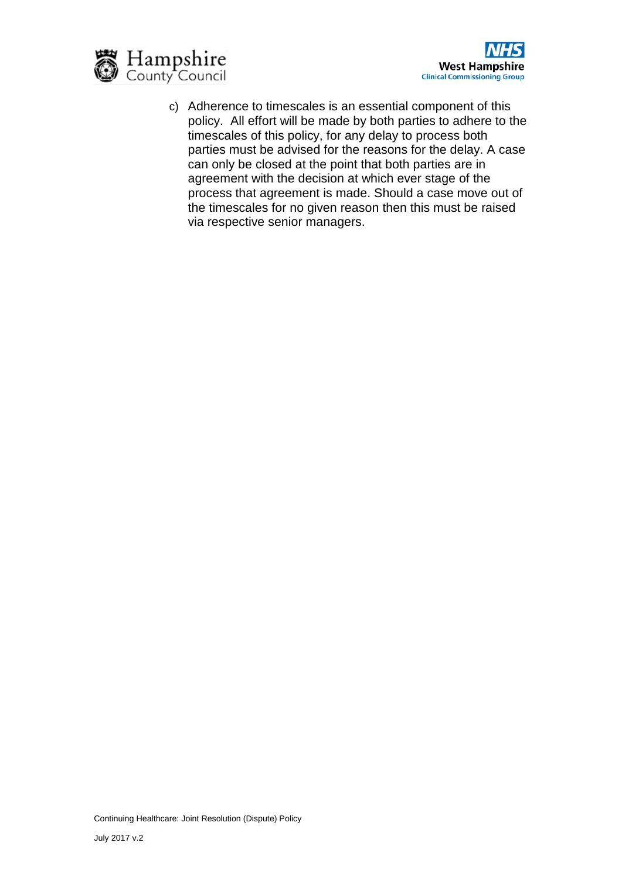c) Adherence to timescales is an essential component of this policy. All effort will be made by both parties to adhere to the timescales of this policy, for any delay to process both parties must be advised for the reasons for the delay. A case can only be closed at the point that both parties are in agreement with the decision at which ever stage of the process that agreement is made. Should a case move out of the timescales for no given reason then this must be raised via respective senior managers.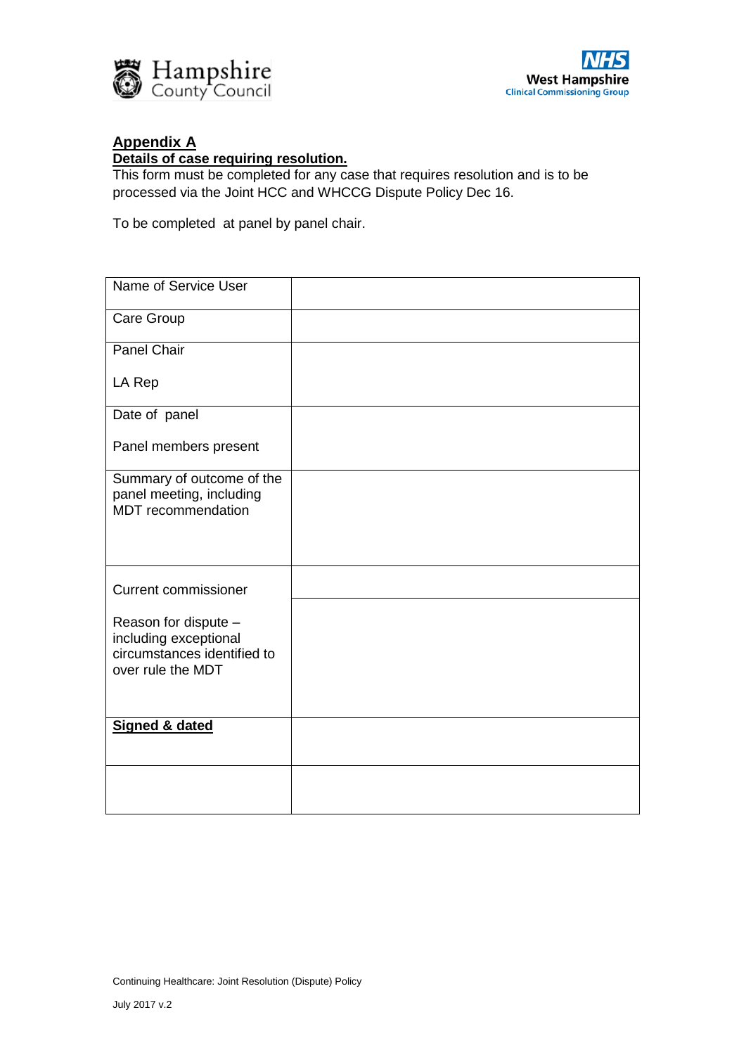## Appendix A

### Details of case requiring resolution.

This form must be completed for any case that requires resolution and is to be processed via the Joint HCC and WHCCG Dispute Policy Dec 16.

To be completed at panel by panel chair.

| | |
|---|---|
| Name of Service User | |
| Care Group | |
| Panel Chair<br><br>LA Rep | |
| Date of panel<br><br>Panel members present | |
| Summary of outcome of the panel meeting, including MDT recommendation | |
| Current commissioner | |
| Reason for dispute – including exceptional circumstances identified to over rule the MDT | |
| **Signed & dated** | |
| | |

Continuing Healthcare: Joint Resolution (Dispute) Policy

July 2017 v.2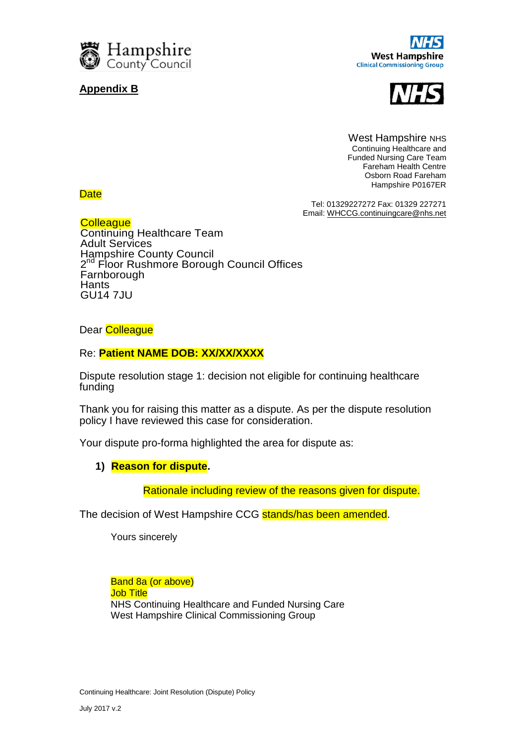Hampshire County Council

NHS
West Hampshire
Clinical Commissioning Group

**Appendix B**

NHS

West Hampshire NHS
Continuing Healthcare and
Funded Nursing Care Team
Fareham Health Centre
Osborn Road Fareham
Hampshire P0167ER

Date

Tel: 01329227272 Fax: 01329 227271
Email: WHCCG.continuingcare@nhs.net

Colleague
Continuing Healthcare Team
Adult Services
Hampshire County Council
2nd Floor Rushmore Borough Council Offices
Farnborough
Hants
GU14 7JU

Dear Colleague

Re: **Patient NAME DOB: XX/XX/XXXX**

Dispute resolution stage 1: decision not eligible for continuing healthcare funding

Thank you for raising this matter as a dispute. As per the dispute resolution policy I have reviewed this case for consideration.

Your dispute pro-forma highlighted the area for dispute as:

**1) Reason for dispute.**

Rationale including review of the reasons given for dispute.

The decision of West Hampshire CCG stands/has been amended.

Yours sincerely

Band 8a (or above)
Job Title
NHS Continuing Healthcare and Funded Nursing Care
West Hampshire Clinical Commissioning Group